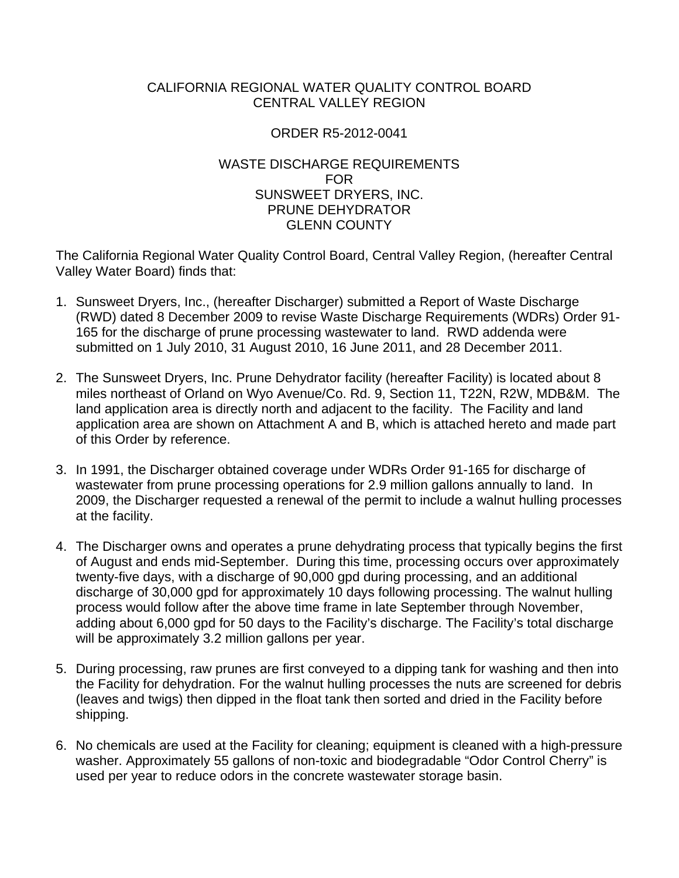CALIFORNIA REGIONAL WATER QUALITY CONTROL BOARD
CENTRAL VALLEY REGION

ORDER R5-2012-0041

WASTE DISCHARGE REQUIREMENTS
FOR
SUNSWEET DRYERS, INC.
PRUNE DEHYDRATOR
GLENN COUNTY

The California Regional Water Quality Control Board, Central Valley Region, (hereafter Central Valley Water Board) finds that:

1. Sunsweet Dryers, Inc., (hereafter Discharger) submitted a Report of Waste Discharge (RWD) dated 8 December 2009 to revise Waste Discharge Requirements (WDRs) Order 91-165 for the discharge of prune processing wastewater to land. RWD addenda were submitted on 1 July 2010, 31 August 2010, 16 June 2011, and 28 December 2011.

2. The Sunsweet Dryers, Inc. Prune Dehydrator facility (hereafter Facility) is located about 8 miles northeast of Orland on Wyo Avenue/Co. Rd. 9, Section 11, T22N, R2W, MDB&M. The land application area is directly north and adjacent to the facility. The Facility and land application area are shown on Attachment A and B, which is attached hereto and made part of this Order by reference.

3. In 1991, the Discharger obtained coverage under WDRs Order 91-165 for discharge of wastewater from prune processing operations for 2.9 million gallons annually to land. In 2009, the Discharger requested a renewal of the permit to include a walnut hulling processes at the facility.

4. The Discharger owns and operates a prune dehydrating process that typically begins the first of August and ends mid-September. During this time, processing occurs over approximately twenty-five days, with a discharge of 90,000 gpd during processing, and an additional discharge of 30,000 gpd for approximately 10 days following processing. The walnut hulling process would follow after the above time frame in late September through November, adding about 6,000 gpd for 50 days to the Facility's discharge. The Facility's total discharge will be approximately 3.2 million gallons per year.

5. During processing, raw prunes are first conveyed to a dipping tank for washing and then into the Facility for dehydration. For the walnut hulling processes the nuts are screened for debris (leaves and twigs) then dipped in the float tank then sorted and dried in the Facility before shipping.

6. No chemicals are used at the Facility for cleaning; equipment is cleaned with a high-pressure washer. Approximately 55 gallons of non-toxic and biodegradable "Odor Control Cherry" is used per year to reduce odors in the concrete wastewater storage basin.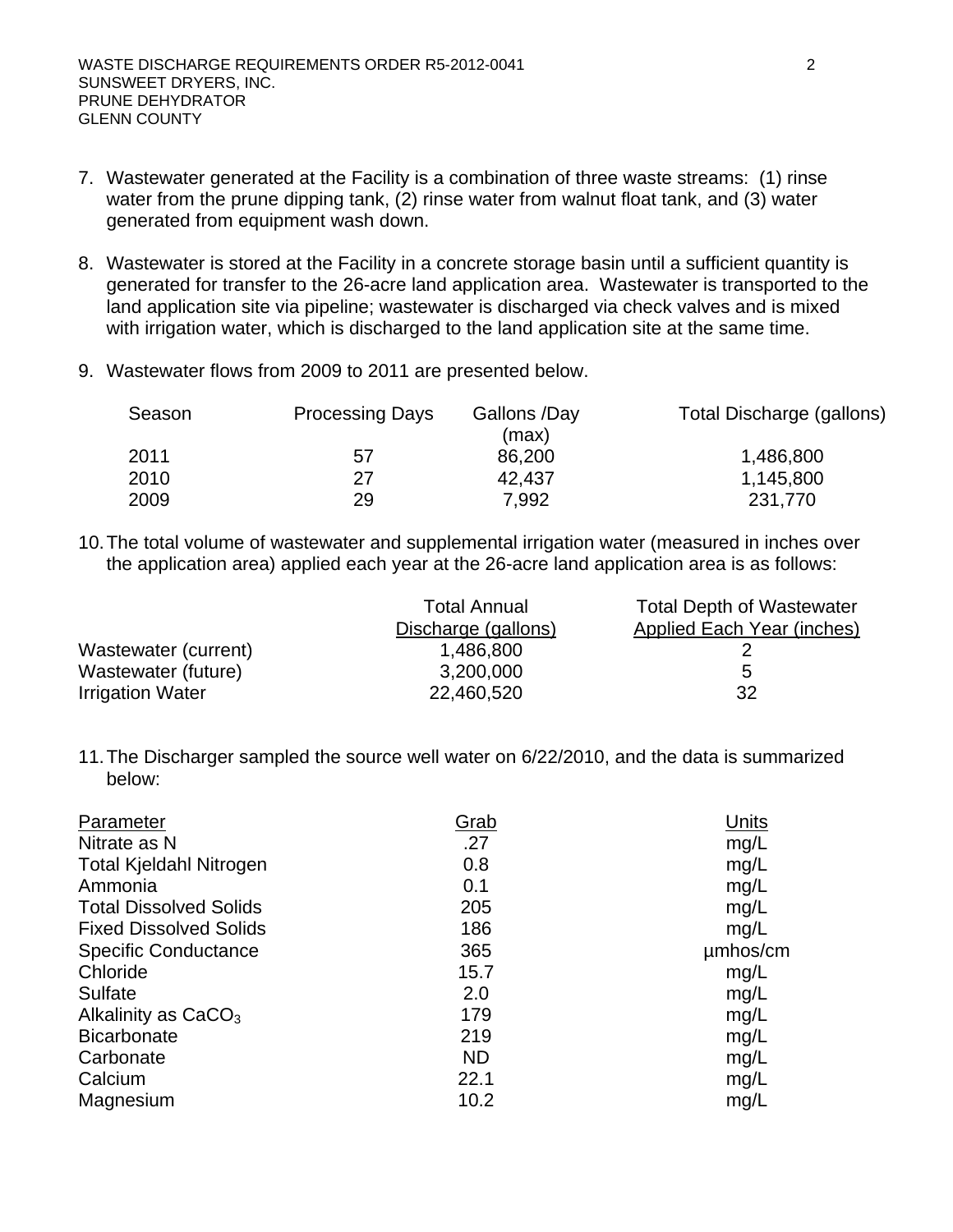7. Wastewater generated at the Facility is a combination of three waste streams: (1) rinse water from the prune dipping tank, (2) rinse water from walnut float tank, and (3) water generated from equipment wash down.

8. Wastewater is stored at the Facility in a concrete storage basin until a sufficient quantity is generated for transfer to the 26-acre land application area. Wastewater is transported to the land application site via pipeline; wastewater is discharged via check valves and is mixed with irrigation water, which is discharged to the land application site at the same time.

9. Wastewater flows from 2009 to 2011 are presented below.

| Season | Processing Days | Gallons /Day (max) | Total Discharge (gallons) |
|---|---|---|---|
| 2011 | 57 | 86,200 | 1,486,800 |
| 2010 | 27 | 42,437 | 1,145,800 |
| 2009 | 29 | 7,992 | 231,770 |

10. The total volume of wastewater and supplemental irrigation water (measured in inches over the application area) applied each year at the 26-acre land application area is as follows:

| | Total Annual Discharge (gallons) | Total Depth of Wastewater Applied Each Year (inches) |
|---|---|---|
| Wastewater (current) | 1,486,800 | 2 |
| Wastewater (future) | 3,200,000 | 5 |
| Irrigation Water | 22,460,520 | 32 |

11. The Discharger sampled the source well water on 6/22/2010, and the data is summarized below:

| Parameter | Grab | Units |
|---|---|---|
| Nitrate as N | .27 | mg/L |
| Total Kjeldahl Nitrogen | 0.8 | mg/L |
| Ammonia | 0.1 | mg/L |
| Total Dissolved Solids | 205 | mg/L |
| Fixed Dissolved Solids | 186 | mg/L |
| Specific Conductance | 365 | µmhos/cm |
| Chloride | 15.7 | mg/L |
| Sulfate | 2.0 | mg/L |
| Alkalinity as $CaCO_3$ | 179 | mg/L |
| Bicarbonate | 219 | mg/L |
| Carbonate | ND | mg/L |
| Calcium | 22.1 | mg/L |
| Magnesium | 10.2 | mg/L |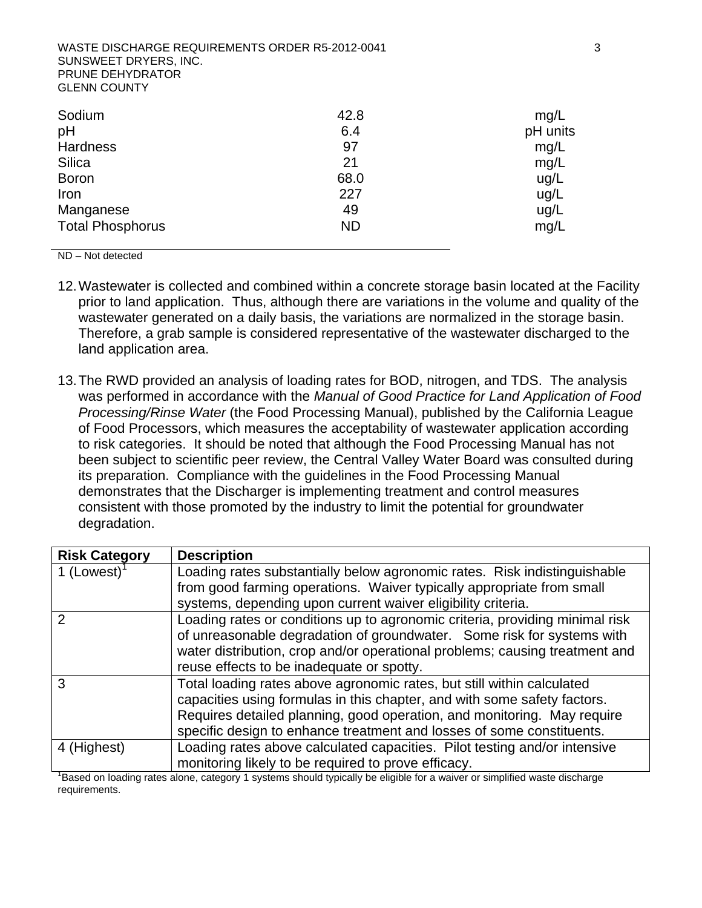| | | |
|---|---|---|
| Sodium | 42.8 | mg/L |
| pH | 6.4 | pH units |
| Hardness | 97 | mg/L |
| Silica | 21 | mg/L |
| Boron | 68.0 | ug/L |
| Iron | 227 | ug/L |
| Manganese | 49 | ug/L |
| Total Phosphorus | ND | mg/L |

ND – Not detected

12. Wastewater is collected and combined within a concrete storage basin located at the Facility prior to land application. Thus, although there are variations in the volume and quality of the wastewater generated on a daily basis, the variations are normalized in the storage basin. Therefore, a grab sample is considered representative of the wastewater discharged to the land application area.

13. The RWD provided an analysis of loading rates for BOD, nitrogen, and TDS. The analysis was performed in accordance with the *Manual of Good Practice for Land Application of Food Processing/Rinse Water* (the Food Processing Manual), published by the California League of Food Processors, which measures the acceptability of wastewater application according to risk categories. It should be noted that although the Food Processing Manual has not been subject to scientific peer review, the Central Valley Water Board was consulted during its preparation. Compliance with the guidelines in the Food Processing Manual demonstrates that the Discharger is implementing treatment and control measures consistent with those promoted by the industry to limit the potential for groundwater degradation.

| Risk Category | Description |
|---|---|
| 1 (Lowest)[1] | Loading rates substantially below agronomic rates. Risk indistinguishable from good farming operations. Waiver typically appropriate from small systems, depending upon current waiver eligibility criteria. |
| 2 | Loading rates or conditions up to agronomic criteria, providing minimal risk of unreasonable degradation of groundwater. Some risk for systems with water distribution, crop and/or operational problems; causing treatment and reuse effects to be inadequate or spotty. |
| 3 | Total loading rates above agronomic rates, but still within calculated capacities using formulas in this chapter, and with some safety factors. Requires detailed planning, good operation, and monitoring. May require specific design to enhance treatment and losses of some constituents. |
| 4 (Highest) | Loading rates above calculated capacities. Pilot testing and/or intensive monitoring likely to be required to prove efficacy. |

[1]Based on loading rates alone, category 1 systems should typically be eligible for a waiver or simplified waste discharge requirements.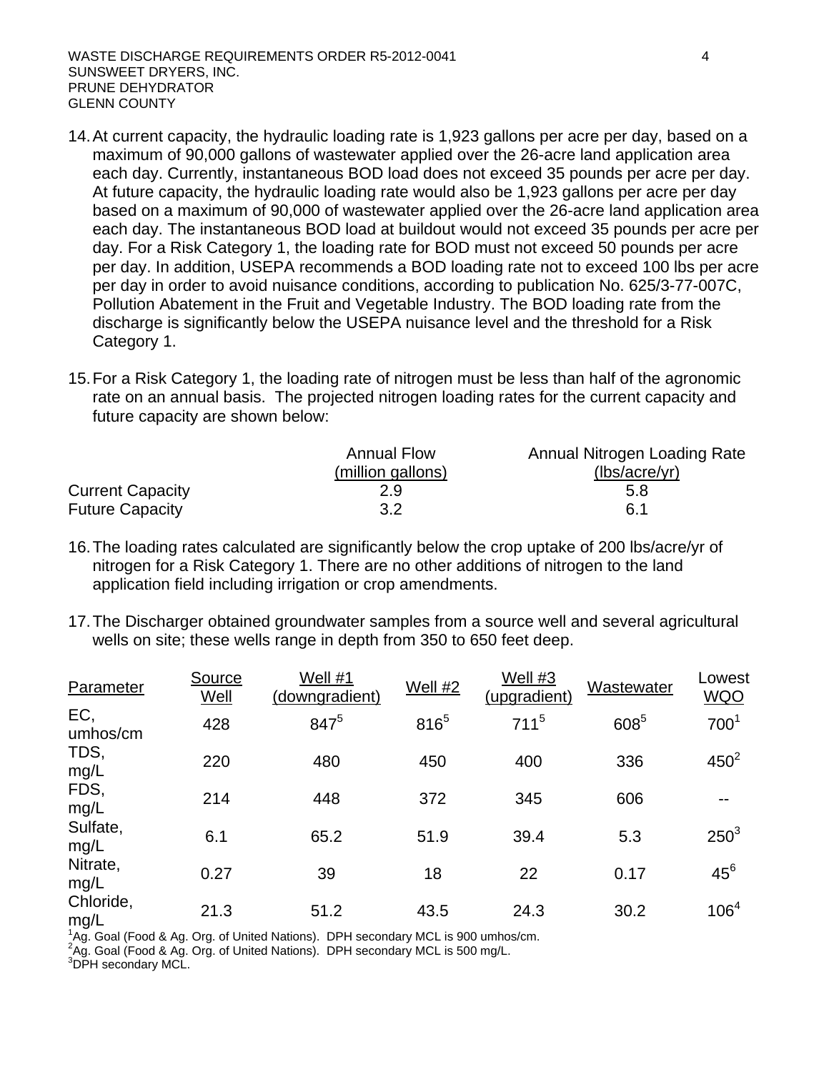14. At current capacity, the hydraulic loading rate is 1,923 gallons per acre per day, based on a maximum of 90,000 gallons of wastewater applied over the 26-acre land application area each day. Currently, instantaneous BOD load does not exceed 35 pounds per acre per day. At future capacity, the hydraulic loading rate would also be 1,923 gallons per acre per day based on a maximum of 90,000 of wastewater applied over the 26-acre land application area each day. The instantaneous BOD load at buildout would not exceed 35 pounds per acre per day. For a Risk Category 1, the loading rate for BOD must not exceed 50 pounds per acre per day. In addition, USEPA recommends a BOD loading rate not to exceed 100 lbs per acre per day in order to avoid nuisance conditions, according to publication No. 625/3-77-007C, Pollution Abatement in the Fruit and Vegetable Industry. The BOD loading rate from the discharge is significantly below the USEPA nuisance level and the threshold for a Risk Category 1.

15. For a Risk Category 1, the loading rate of nitrogen must be less than half of the agronomic rate on an annual basis. The projected nitrogen loading rates for the current capacity and future capacity are shown below:

| | Annual Flow (million gallons) | Annual Nitrogen Loading Rate (lbs/acre/yr) |
|---|---|---|
| Current Capacity | 2.9 | 5.8 |
| Future Capacity | 3.2 | 6.1 |

16. The loading rates calculated are significantly below the crop uptake of 200 lbs/acre/yr of nitrogen for a Risk Category 1. There are no other additions of nitrogen to the land application field including irrigation or crop amendments.

17. The Discharger obtained groundwater samples from a source well and several agricultural wells on site; these wells range in depth from 350 to 650 feet deep.

| Parameter | Source Well | Well #1 (downgradient) | Well #2 | Well #3 (upgradient) | Wastewater | Lowest WQO |
|---|---|---|---|---|---|---|
| EC, umhos/cm | 428 | 847[5] | 816[5] | 711[5] | 608[5] | 700[1] |
| TDS, mg/L | 220 | 480 | 450 | 400 | 336 | 450[2] |
| FDS, mg/L | 214 | 448 | 372 | 345 | 606 | -- |
| Sulfate, mg/L | 6.1 | 65.2 | 51.9 | 39.4 | 5.3 | 250[3] |
| Nitrate, mg/L | 0.27 | 39 | 18 | 22 | 0.17 | 45[6] |
| Chloride, mg/L | 21.3 | 51.2 | 43.5 | 24.3 | 30.2 | 106[4] |

[1]Ag. Goal (Food & Ag. Org. of United Nations). DPH secondary MCL is 900 umhos/cm.
[2]Ag. Goal (Food & Ag. Org. of United Nations). DPH secondary MCL is 500 mg/L.
[3]DPH secondary MCL.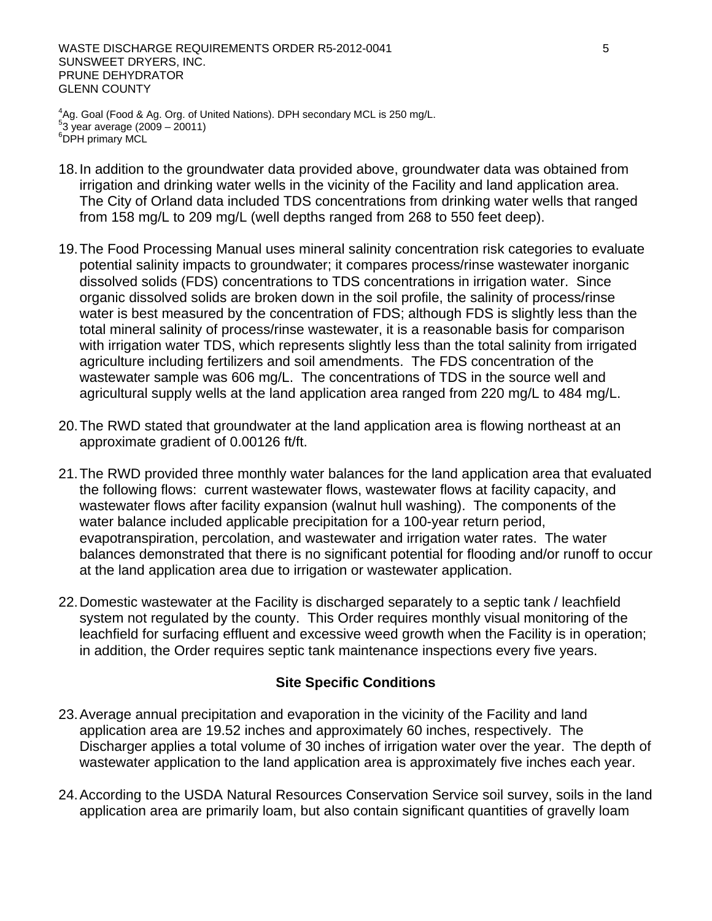[4]Ag. Goal (Food & Ag. Org. of United Nations). DPH secondary MCL is 250 mg/L.
[5]3 year average (2009 – 20011)
[6]DPH primary MCL

18. In addition to the groundwater data provided above, groundwater data was obtained from irrigation and drinking water wells in the vicinity of the Facility and land application area. The City of Orland data included TDS concentrations from drinking water wells that ranged from 158 mg/L to 209 mg/L (well depths ranged from 268 to 550 feet deep).

19. The Food Processing Manual uses mineral salinity concentration risk categories to evaluate potential salinity impacts to groundwater; it compares process/rinse wastewater inorganic dissolved solids (FDS) concentrations to TDS concentrations in irrigation water. Since organic dissolved solids are broken down in the soil profile, the salinity of process/rinse water is best measured by the concentration of FDS; although FDS is slightly less than the total mineral salinity of process/rinse wastewater, it is a reasonable basis for comparison with irrigation water TDS, which represents slightly less than the total salinity from irrigated agriculture including fertilizers and soil amendments. The FDS concentration of the wastewater sample was 606 mg/L. The concentrations of TDS in the source well and agricultural supply wells at the land application area ranged from 220 mg/L to 484 mg/L.

20. The RWD stated that groundwater at the land application area is flowing northeast at an approximate gradient of 0.00126 ft/ft.

21. The RWD provided three monthly water balances for the land application area that evaluated the following flows: current wastewater flows, wastewater flows at facility capacity, and wastewater flows after facility expansion (walnut hull washing). The components of the water balance included applicable precipitation for a 100-year return period, evapotranspiration, percolation, and wastewater and irrigation water rates. The water balances demonstrated that there is no significant potential for flooding and/or runoff to occur at the land application area due to irrigation or wastewater application.

22. Domestic wastewater at the Facility is discharged separately to a septic tank / leachfield system not regulated by the county. This Order requires monthly visual monitoring of the leachfield for surfacing effluent and excessive weed growth when the Facility is in operation; in addition, the Order requires septic tank maintenance inspections every five years.

## Site Specific Conditions

23. Average annual precipitation and evaporation in the vicinity of the Facility and land application area are 19.52 inches and approximately 60 inches, respectively. The Discharger applies a total volume of 30 inches of irrigation water over the year. The depth of wastewater application to the land application area is approximately five inches each year.

24. According to the USDA Natural Resources Conservation Service soil survey, soils in the land application area are primarily loam, but also contain significant quantities of gravelly loam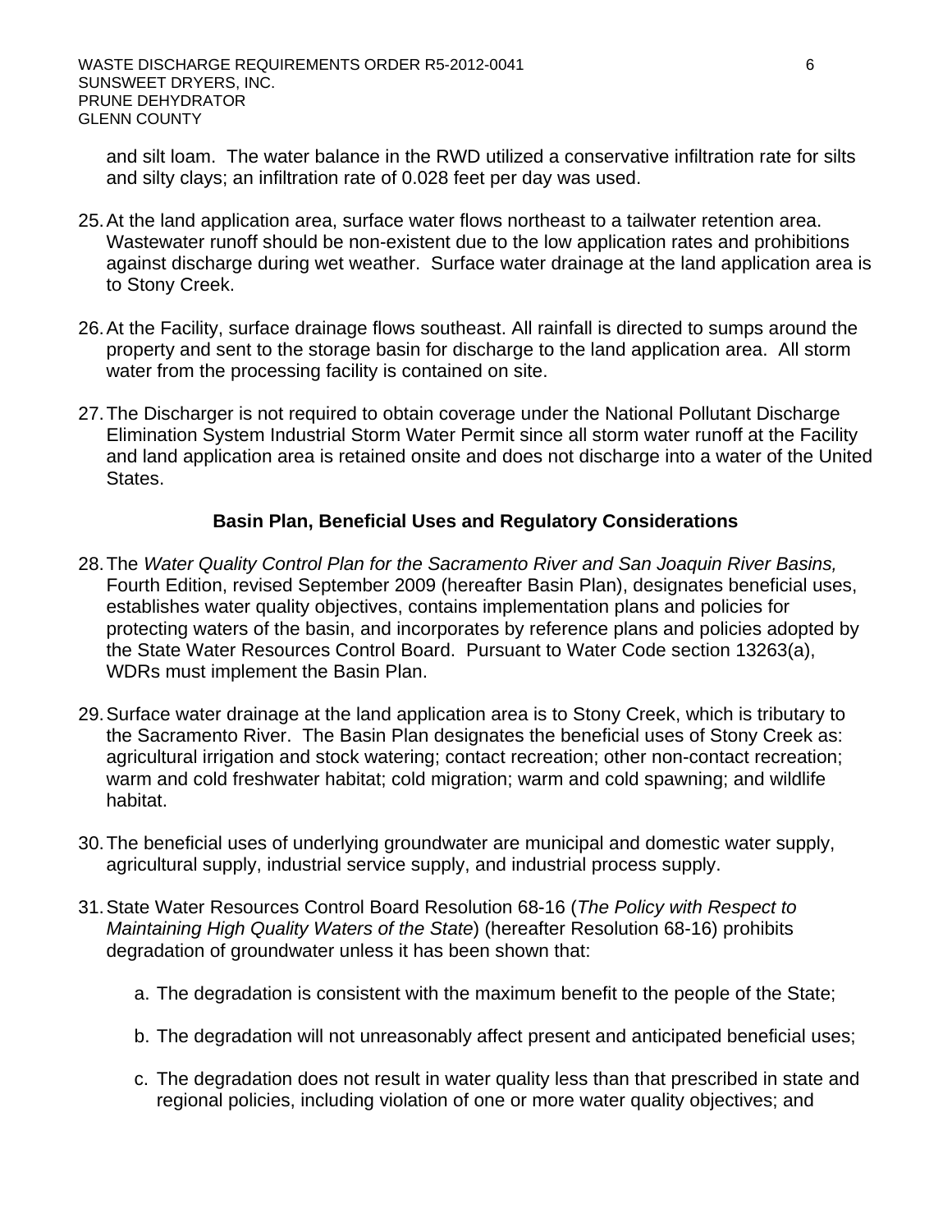and silt loam. The water balance in the RWD utilized a conservative infiltration rate for silts and silty clays; an infiltration rate of 0.028 feet per day was used.

25. At the land application area, surface water flows northeast to a tailwater retention area. Wastewater runoff should be non-existent due to the low application rates and prohibitions against discharge during wet weather. Surface water drainage at the land application area is to Stony Creek.

26. At the Facility, surface drainage flows southeast. All rainfall is directed to sumps around the property and sent to the storage basin for discharge to the land application area. All storm water from the processing facility is contained on site.

27. The Discharger is not required to obtain coverage under the National Pollutant Discharge Elimination System Industrial Storm Water Permit since all storm water runoff at the Facility and land application area is retained onsite and does not discharge into a water of the United States.

## Basin Plan, Beneficial Uses and Regulatory Considerations

28. The *Water Quality Control Plan for the Sacramento River and San Joaquin River Basins,* Fourth Edition, revised September 2009 (hereafter Basin Plan), designates beneficial uses, establishes water quality objectives, contains implementation plans and policies for protecting waters of the basin, and incorporates by reference plans and policies adopted by the State Water Resources Control Board. Pursuant to Water Code section 13263(a), WDRs must implement the Basin Plan.

29. Surface water drainage at the land application area is to Stony Creek, which is tributary to the Sacramento River. The Basin Plan designates the beneficial uses of Stony Creek as: agricultural irrigation and stock watering; contact recreation; other non-contact recreation; warm and cold freshwater habitat; cold migration; warm and cold spawning; and wildlife habitat.

30. The beneficial uses of underlying groundwater are municipal and domestic water supply, agricultural supply, industrial service supply, and industrial process supply.

31. State Water Resources Control Board Resolution 68-16 (*The Policy with Respect to Maintaining High Quality Waters of the State*) (hereafter Resolution 68-16) prohibits degradation of groundwater unless it has been shown that:

    a. The degradation is consistent with the maximum benefit to the people of the State;

    b. The degradation will not unreasonably affect present and anticipated beneficial uses;

    c. The degradation does not result in water quality less than that prescribed in state and regional policies, including violation of one or more water quality objectives; and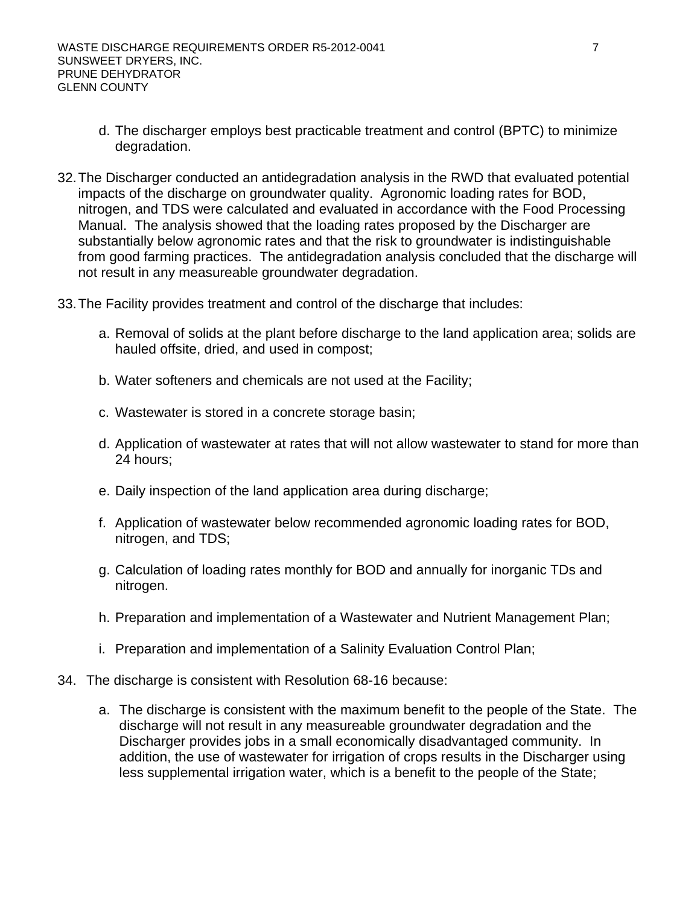d. The discharger employs best practicable treatment and control (BPTC) to minimize degradation.

32. The Discharger conducted an antidegradation analysis in the RWD that evaluated potential impacts of the discharge on groundwater quality. Agronomic loading rates for BOD, nitrogen, and TDS were calculated and evaluated in accordance with the Food Processing Manual. The analysis showed that the loading rates proposed by the Discharger are substantially below agronomic rates and that the risk to groundwater is indistinguishable from good farming practices. The antidegradation analysis concluded that the discharge will not result in any measureable groundwater degradation.

33. The Facility provides treatment and control of the discharge that includes:

    a. Removal of solids at the plant before discharge to the land application area; solids are hauled offsite, dried, and used in compost;

    b. Water softeners and chemicals are not used at the Facility;

    c. Wastewater is stored in a concrete storage basin;

    d. Application of wastewater at rates that will not allow wastewater to stand for more than 24 hours;

    e. Daily inspection of the land application area during discharge;

    f. Application of wastewater below recommended agronomic loading rates for BOD, nitrogen, and TDS;

    g. Calculation of loading rates monthly for BOD and annually for inorganic TDs and nitrogen.

    h. Preparation and implementation of a Wastewater and Nutrient Management Plan;

    i. Preparation and implementation of a Salinity Evaluation Control Plan;

34. The discharge is consistent with Resolution 68-16 because:

    a. The discharge is consistent with the maximum benefit to the people of the State. The discharge will not result in any measureable groundwater degradation and the Discharger provides jobs in a small economically disadvantaged community. In addition, the use of wastewater for irrigation of crops results in the Discharger using less supplemental irrigation water, which is a benefit to the people of the State;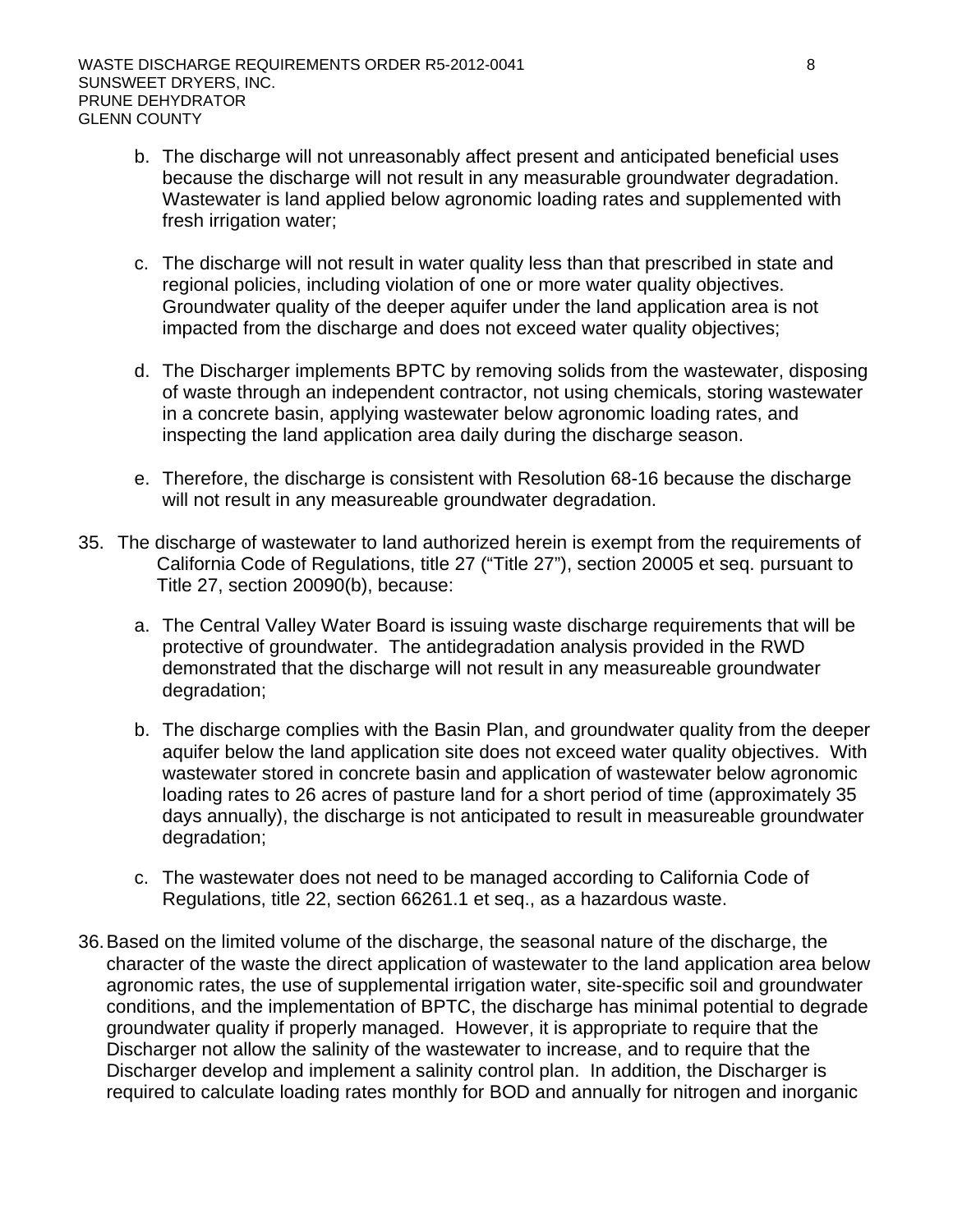b. The discharge will not unreasonably affect present and anticipated beneficial uses because the discharge will not result in any measurable groundwater degradation. Wastewater is land applied below agronomic loading rates and supplemented with fresh irrigation water;

c. The discharge will not result in water quality less than that prescribed in state and regional policies, including violation of one or more water quality objectives. Groundwater quality of the deeper aquifer under the land application area is not impacted from the discharge and does not exceed water quality objectives;

d. The Discharger implements BPTC by removing solids from the wastewater, disposing of waste through an independent contractor, not using chemicals, storing wastewater in a concrete basin, applying wastewater below agronomic loading rates, and inspecting the land application area daily during the discharge season.

e. Therefore, the discharge is consistent with Resolution 68-16 because the discharge will not result in any measureable groundwater degradation.

35. The discharge of wastewater to land authorized herein is exempt from the requirements of California Code of Regulations, title 27 ("Title 27"), section 20005 et seq. pursuant to Title 27, section 20090(b), because:

a. The Central Valley Water Board is issuing waste discharge requirements that will be protective of groundwater. The antidegradation analysis provided in the RWD demonstrated that the discharge will not result in any measureable groundwater degradation;

b. The discharge complies with the Basin Plan, and groundwater quality from the deeper aquifer below the land application site does not exceed water quality objectives. With wastewater stored in concrete basin and application of wastewater below agronomic loading rates to 26 acres of pasture land for a short period of time (approximately 35 days annually), the discharge is not anticipated to result in measureable groundwater degradation;

c. The wastewater does not need to be managed according to California Code of Regulations, title 22, section 66261.1 et seq., as a hazardous waste.

36. Based on the limited volume of the discharge, the seasonal nature of the discharge, the character of the waste the direct application of wastewater to the land application area below agronomic rates, the use of supplemental irrigation water, site-specific soil and groundwater conditions, and the implementation of BPTC, the discharge has minimal potential to degrade groundwater quality if properly managed. However, it is appropriate to require that the Discharger not allow the salinity of the wastewater to increase, and to require that the Discharger develop and implement a salinity control plan. In addition, the Discharger is required to calculate loading rates monthly for BOD and annually for nitrogen and inorganic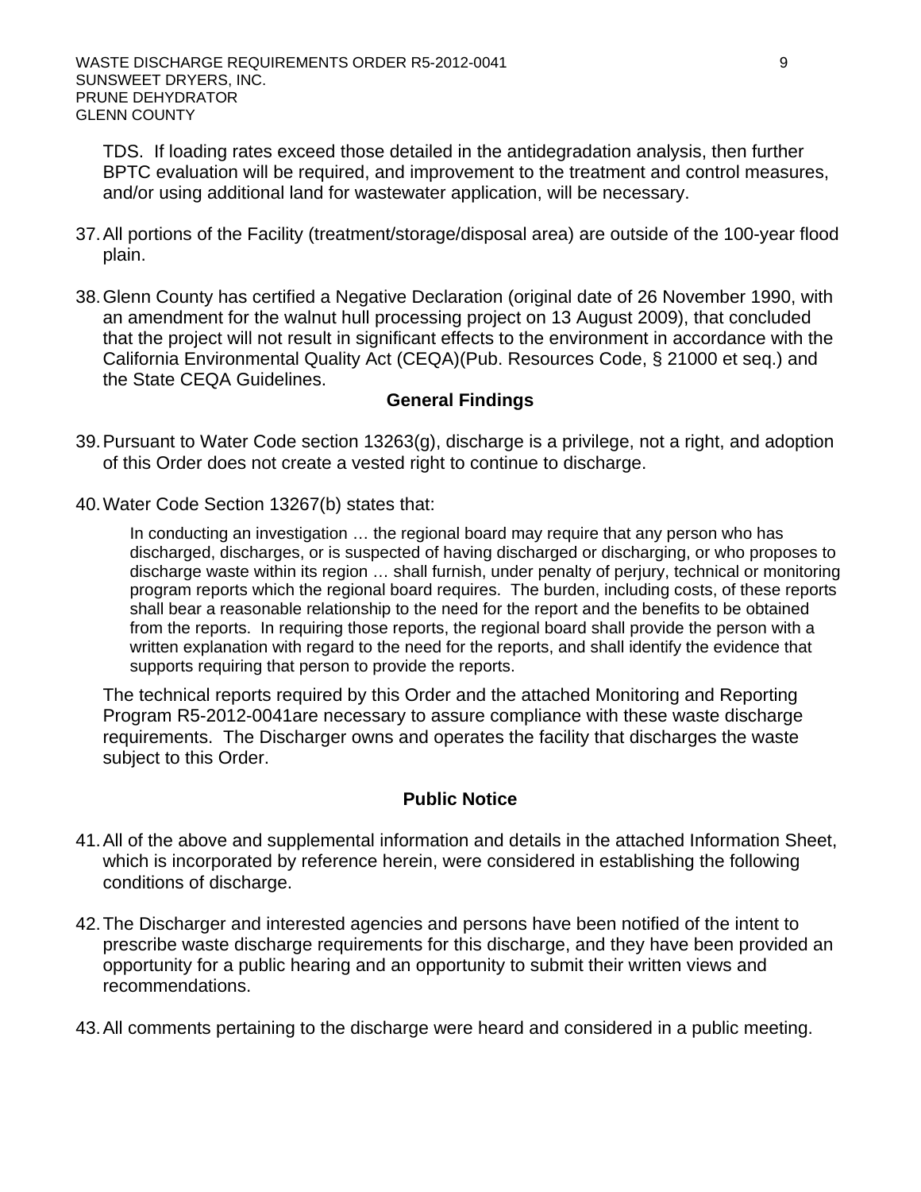TDS. If loading rates exceed those detailed in the antidegradation analysis, then further BPTC evaluation will be required, and improvement to the treatment and control measures, and/or using additional land for wastewater application, will be necessary.

37. All portions of the Facility (treatment/storage/disposal area) are outside of the 100-year flood plain.

38. Glenn County has certified a Negative Declaration (original date of 26 November 1990, with an amendment for the walnut hull processing project on 13 August 2009), that concluded that the project will not result in significant effects to the environment in accordance with the California Environmental Quality Act (CEQA)(Pub. Resources Code, § 21000 et seq.) and the State CEQA Guidelines.

**General Findings**

39. Pursuant to Water Code section 13263(g), discharge is a privilege, not a right, and adoption of this Order does not create a vested right to continue to discharge.

40. Water Code Section 13267(b) states that:

> In conducting an investigation … the regional board may require that any person who has discharged, discharges, or is suspected of having discharged or discharging, or who proposes to discharge waste within its region … shall furnish, under penalty of perjury, technical or monitoring program reports which the regional board requires. The burden, including costs, of these reports shall bear a reasonable relationship to the need for the report and the benefits to be obtained from the reports. In requiring those reports, the regional board shall provide the person with a written explanation with regard to the need for the reports, and shall identify the evidence that supports requiring that person to provide the reports.

The technical reports required by this Order and the attached Monitoring and Reporting Program R5-2012-0041are necessary to assure compliance with these waste discharge requirements. The Discharger owns and operates the facility that discharges the waste subject to this Order.

**Public Notice**

41. All of the above and supplemental information and details in the attached Information Sheet, which is incorporated by reference herein, were considered in establishing the following conditions of discharge.

42. The Discharger and interested agencies and persons have been notified of the intent to prescribe waste discharge requirements for this discharge, and they have been provided an opportunity for a public hearing and an opportunity to submit their written views and recommendations.

43. All comments pertaining to the discharge were heard and considered in a public meeting.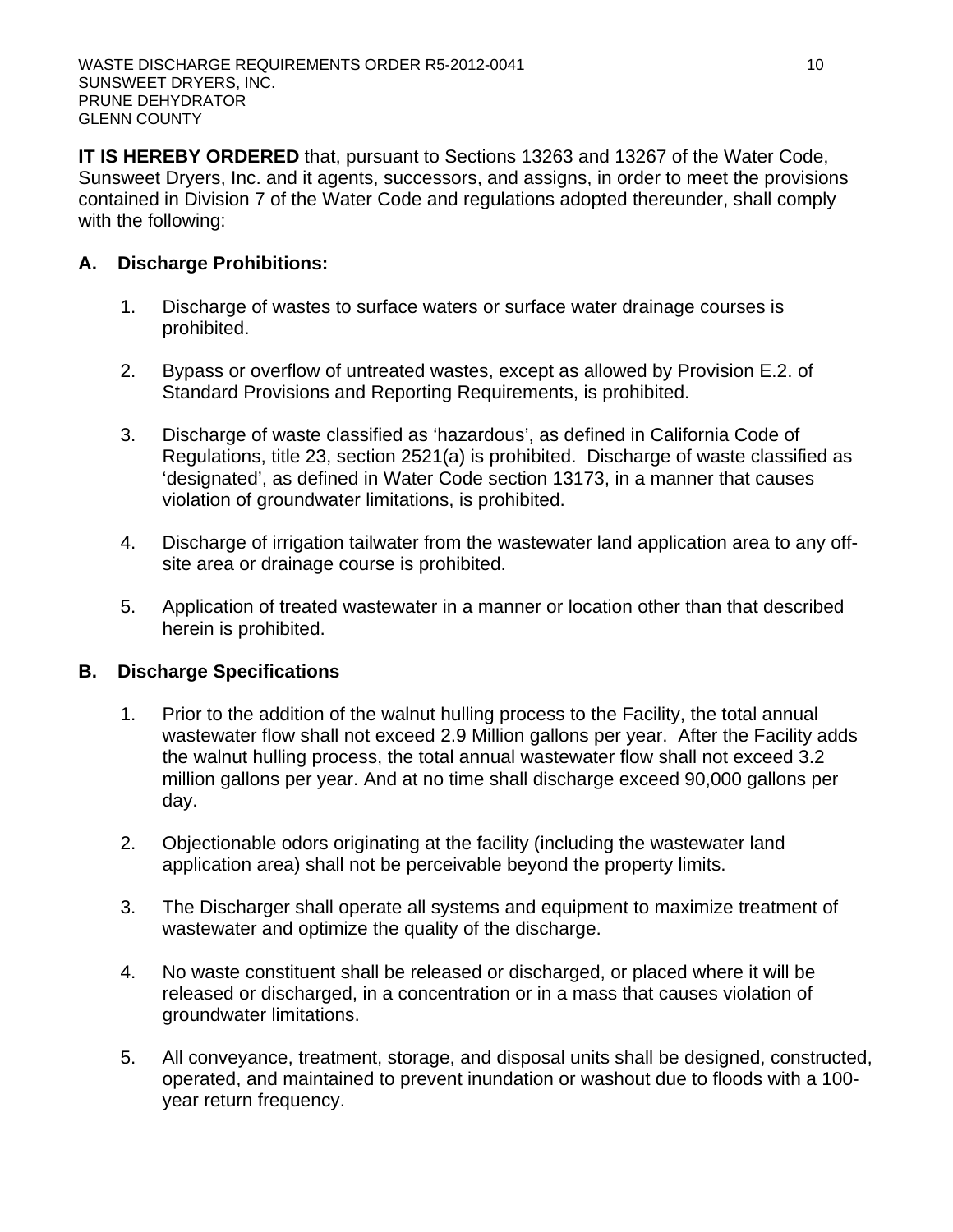**IT IS HEREBY ORDERED** that, pursuant to Sections 13263 and 13267 of the Water Code, Sunsweet Dryers, Inc. and it agents, successors, and assigns, in order to meet the provisions contained in Division 7 of the Water Code and regulations adopted thereunder, shall comply with the following:

## A. Discharge Prohibitions:

1. Discharge of wastes to surface waters or surface water drainage courses is prohibited.

2. Bypass or overflow of untreated wastes, except as allowed by Provision E.2. of Standard Provisions and Reporting Requirements, is prohibited.

3. Discharge of waste classified as 'hazardous', as defined in California Code of Regulations, title 23, section 2521(a) is prohibited. Discharge of waste classified as 'designated', as defined in Water Code section 13173, in a manner that causes violation of groundwater limitations, is prohibited.

4. Discharge of irrigation tailwater from the wastewater land application area to any off-site area or drainage course is prohibited.

5. Application of treated wastewater in a manner or location other than that described herein is prohibited.

## B. Discharge Specifications

1. Prior to the addition of the walnut hulling process to the Facility, the total annual wastewater flow shall not exceed 2.9 Million gallons per year. After the Facility adds the walnut hulling process, the total annual wastewater flow shall not exceed 3.2 million gallons per year. And at no time shall discharge exceed 90,000 gallons per day.

2. Objectionable odors originating at the facility (including the wastewater land application area) shall not be perceivable beyond the property limits.

3. The Discharger shall operate all systems and equipment to maximize treatment of wastewater and optimize the quality of the discharge.

4. No waste constituent shall be released or discharged, or placed where it will be released or discharged, in a concentration or in a mass that causes violation of groundwater limitations.

5. All conveyance, treatment, storage, and disposal units shall be designed, constructed, operated, and maintained to prevent inundation or washout due to floods with a 100-year return frequency.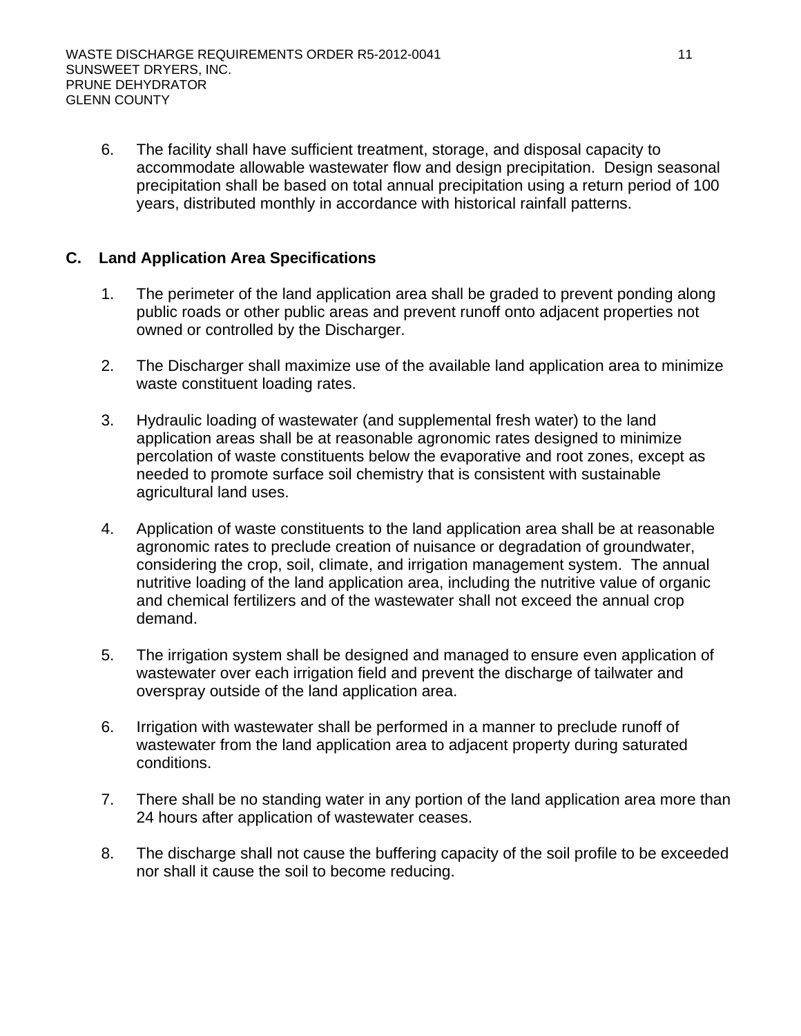6. The facility shall have sufficient treatment, storage, and disposal capacity to accommodate allowable wastewater flow and design precipitation. Design seasonal precipitation shall be based on total annual precipitation using a return period of 100 years, distributed monthly in accordance with historical rainfall patterns.

## C. Land Application Area Specifications

1. The perimeter of the land application area shall be graded to prevent ponding along public roads or other public areas and prevent runoff onto adjacent properties not owned or controlled by the Discharger.

2. The Discharger shall maximize use of the available land application area to minimize waste constituent loading rates.

3. Hydraulic loading of wastewater (and supplemental fresh water) to the land application areas shall be at reasonable agronomic rates designed to minimize percolation of waste constituents below the evaporative and root zones, except as needed to promote surface soil chemistry that is consistent with sustainable agricultural land uses.

4. Application of waste constituents to the land application area shall be at reasonable agronomic rates to preclude creation of nuisance or degradation of groundwater, considering the crop, soil, climate, and irrigation management system. The annual nutritive loading of the land application area, including the nutritive value of organic and chemical fertilizers and of the wastewater shall not exceed the annual crop demand.

5. The irrigation system shall be designed and managed to ensure even application of wastewater over each irrigation field and prevent the discharge of tailwater and overspray outside of the land application area.

6. Irrigation with wastewater shall be performed in a manner to preclude runoff of wastewater from the land application area to adjacent property during saturated conditions.

7. There shall be no standing water in any portion of the land application area more than 24 hours after application of wastewater ceases.

8. The discharge shall not cause the buffering capacity of the soil profile to be exceeded nor shall it cause the soil to become reducing.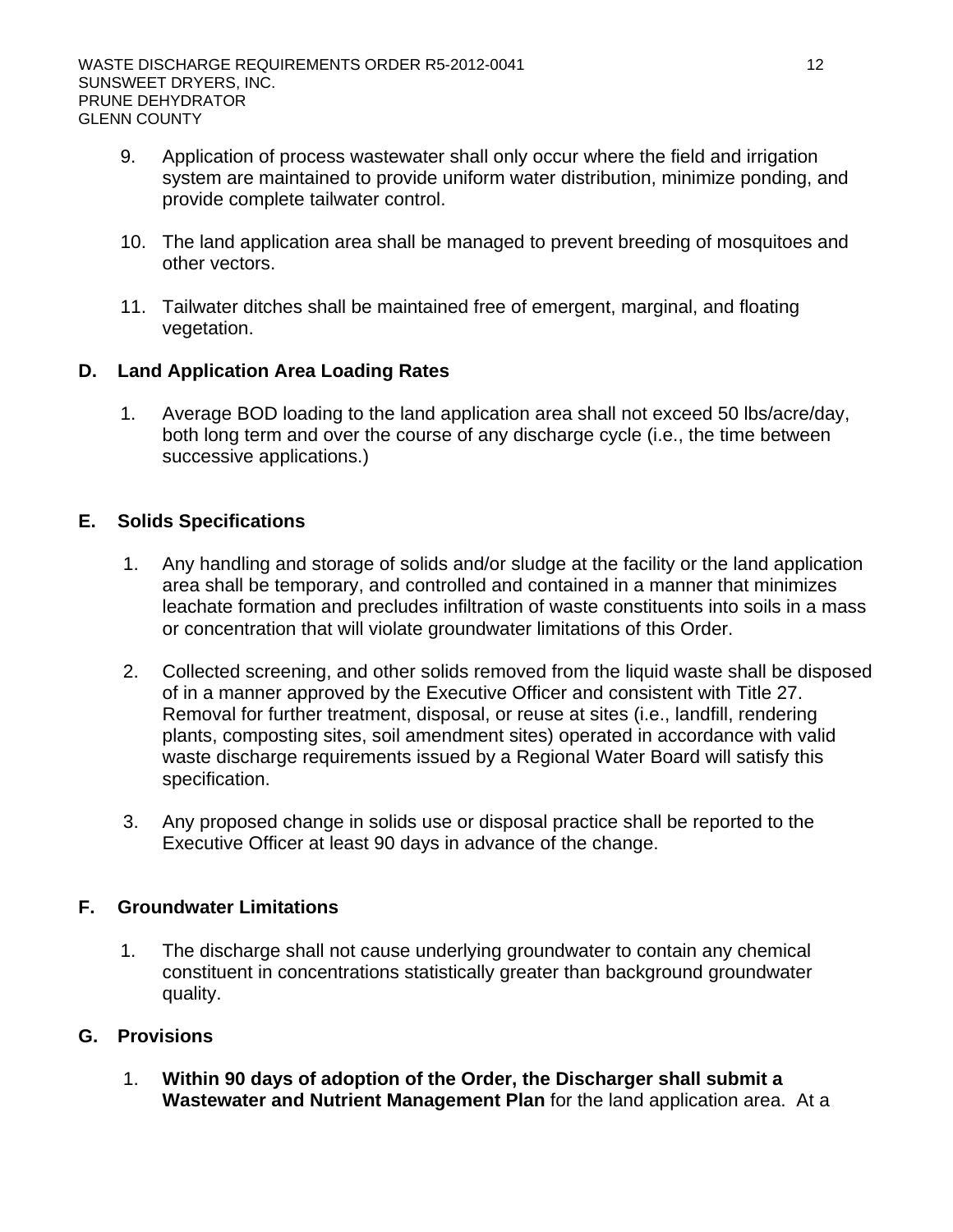9. Application of process wastewater shall only occur where the field and irrigation system are maintained to provide uniform water distribution, minimize ponding, and provide complete tailwater control.

10. The land application area shall be managed to prevent breeding of mosquitoes and other vectors.

11. Tailwater ditches shall be maintained free of emergent, marginal, and floating vegetation.

## D. Land Application Area Loading Rates

1. Average BOD loading to the land application area shall not exceed 50 lbs/acre/day, both long term and over the course of any discharge cycle (i.e., the time between successive applications.)

## E. Solids Specifications

1. Any handling and storage of solids and/or sludge at the facility or the land application area shall be temporary, and controlled and contained in a manner that minimizes leachate formation and precludes infiltration of waste constituents into soils in a mass or concentration that will violate groundwater limitations of this Order.

2. Collected screening, and other solids removed from the liquid waste shall be disposed of in a manner approved by the Executive Officer and consistent with Title 27. Removal for further treatment, disposal, or reuse at sites (i.e., landfill, rendering plants, composting sites, soil amendment sites) operated in accordance with valid waste discharge requirements issued by a Regional Water Board will satisfy this specification.

3. Any proposed change in solids use or disposal practice shall be reported to the Executive Officer at least 90 days in advance of the change.

## F. Groundwater Limitations

1. The discharge shall not cause underlying groundwater to contain any chemical constituent in concentrations statistically greater than background groundwater quality.

## G. Provisions

1. **Within 90 days of adoption of the Order, the Discharger shall submit a Wastewater and Nutrient Management Plan** for the land application area. At a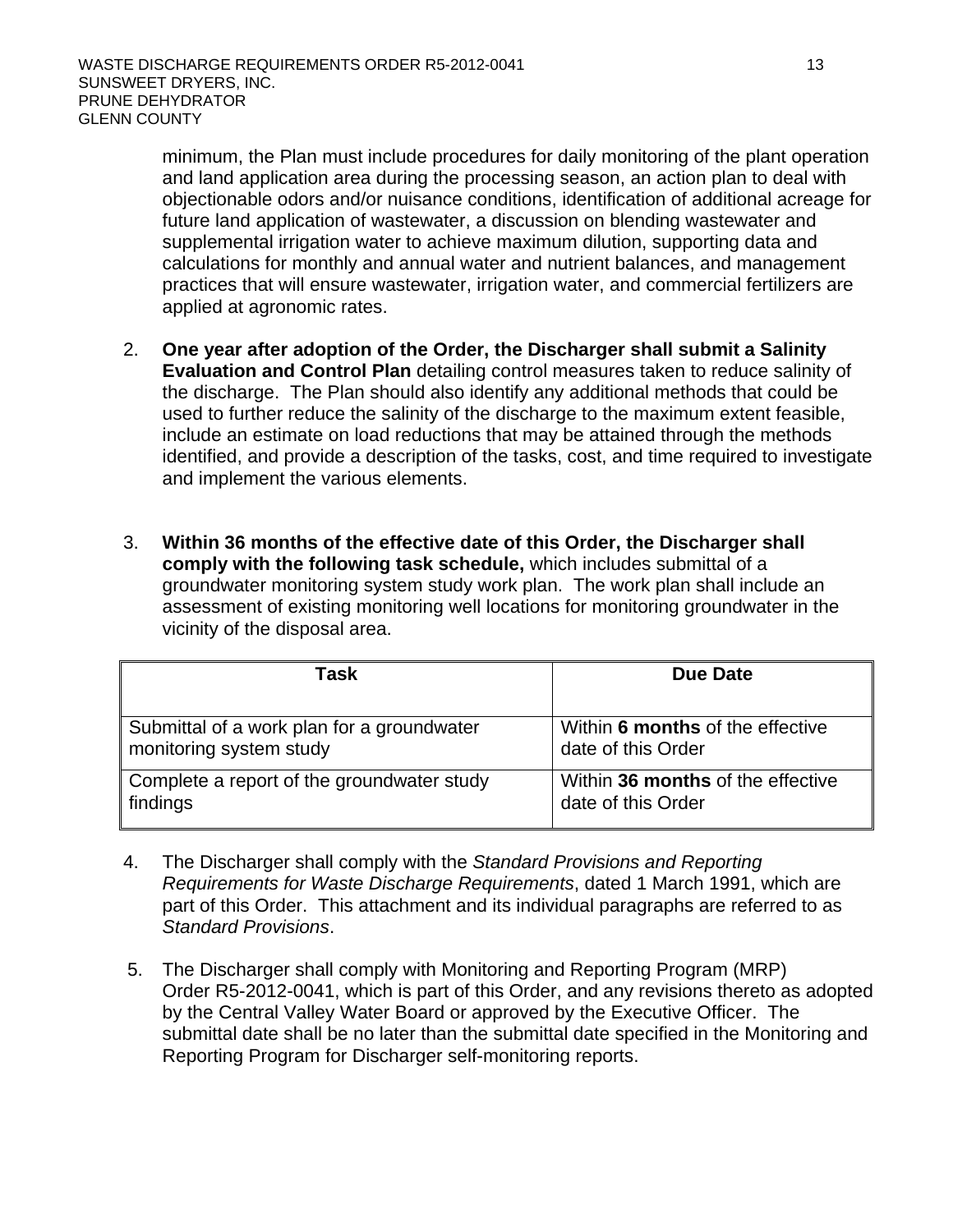minimum, the Plan must include procedures for daily monitoring of the plant operation and land application area during the processing season, an action plan to deal with objectionable odors and/or nuisance conditions, identification of additional acreage for future land application of wastewater, a discussion on blending wastewater and supplemental irrigation water to achieve maximum dilution, supporting data and calculations for monthly and annual water and nutrient balances, and management practices that will ensure wastewater, irrigation water, and commercial fertilizers are applied at agronomic rates.

2. **One year after adoption of the Order, the Discharger shall submit a Salinity Evaluation and Control Plan** detailing control measures taken to reduce salinity of the discharge. The Plan should also identify any additional methods that could be used to further reduce the salinity of the discharge to the maximum extent feasible, include an estimate on load reductions that may be attained through the methods identified, and provide a description of the tasks, cost, and time required to investigate and implement the various elements.

3. **Within 36 months of the effective date of this Order, the Discharger shall comply with the following task schedule,** which includes submittal of a groundwater monitoring system study work plan. The work plan shall include an assessment of existing monitoring well locations for monitoring groundwater in the vicinity of the disposal area.

| Task | Due Date |
|---|---|
| Submittal of a work plan for a groundwater monitoring system study | Within **6 months** of the effective date of this Order |
| Complete a report of the groundwater study findings | Within **36 months** of the effective date of this Order |

4. The Discharger shall comply with the *Standard Provisions and Reporting Requirements for Waste Discharge Requirements*, dated 1 March 1991, which are part of this Order. This attachment and its individual paragraphs are referred to as *Standard Provisions*.

5. The Discharger shall comply with Monitoring and Reporting Program (MRP) Order R5-2012-0041, which is part of this Order, and any revisions thereto as adopted by the Central Valley Water Board or approved by the Executive Officer. The submittal date shall be no later than the submittal date specified in the Monitoring and Reporting Program for Discharger self-monitoring reports.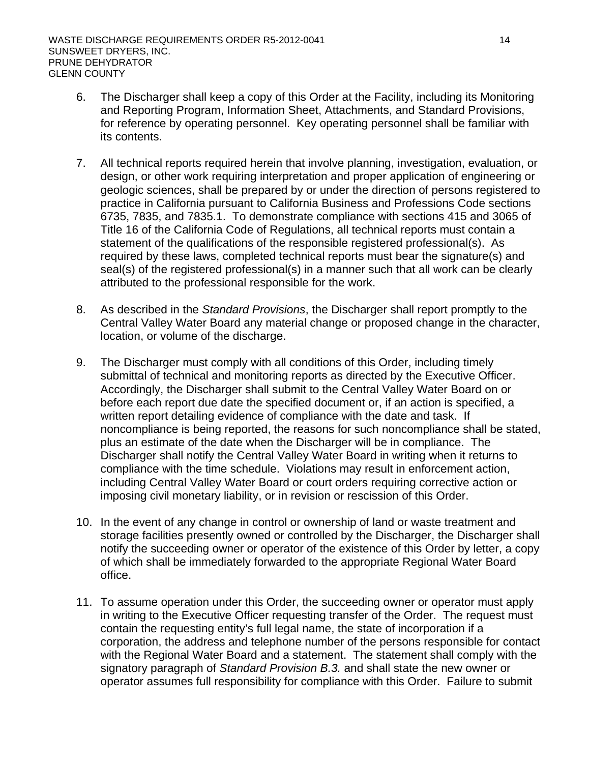6. The Discharger shall keep a copy of this Order at the Facility, including its Monitoring and Reporting Program, Information Sheet, Attachments, and Standard Provisions, for reference by operating personnel. Key operating personnel shall be familiar with its contents.

7. All technical reports required herein that involve planning, investigation, evaluation, or design, or other work requiring interpretation and proper application of engineering or geologic sciences, shall be prepared by or under the direction of persons registered to practice in California pursuant to California Business and Professions Code sections 6735, 7835, and 7835.1. To demonstrate compliance with sections 415 and 3065 of Title 16 of the California Code of Regulations, all technical reports must contain a statement of the qualifications of the responsible registered professional(s). As required by these laws, completed technical reports must bear the signature(s) and seal(s) of the registered professional(s) in a manner such that all work can be clearly attributed to the professional responsible for the work.

8. As described in the *Standard Provisions*, the Discharger shall report promptly to the Central Valley Water Board any material change or proposed change in the character, location, or volume of the discharge.

9. The Discharger must comply with all conditions of this Order, including timely submittal of technical and monitoring reports as directed by the Executive Officer. Accordingly, the Discharger shall submit to the Central Valley Water Board on or before each report due date the specified document or, if an action is specified, a written report detailing evidence of compliance with the date and task. If noncompliance is being reported, the reasons for such noncompliance shall be stated, plus an estimate of the date when the Discharger will be in compliance. The Discharger shall notify the Central Valley Water Board in writing when it returns to compliance with the time schedule. Violations may result in enforcement action, including Central Valley Water Board or court orders requiring corrective action or imposing civil monetary liability, or in revision or rescission of this Order.

10. In the event of any change in control or ownership of land or waste treatment and storage facilities presently owned or controlled by the Discharger, the Discharger shall notify the succeeding owner or operator of the existence of this Order by letter, a copy of which shall be immediately forwarded to the appropriate Regional Water Board office.

11. To assume operation under this Order, the succeeding owner or operator must apply in writing to the Executive Officer requesting transfer of the Order. The request must contain the requesting entity's full legal name, the state of incorporation if a corporation, the address and telephone number of the persons responsible for contact with the Regional Water Board and a statement. The statement shall comply with the signatory paragraph of *Standard Provision B.3.* and shall state the new owner or operator assumes full responsibility for compliance with this Order. Failure to submit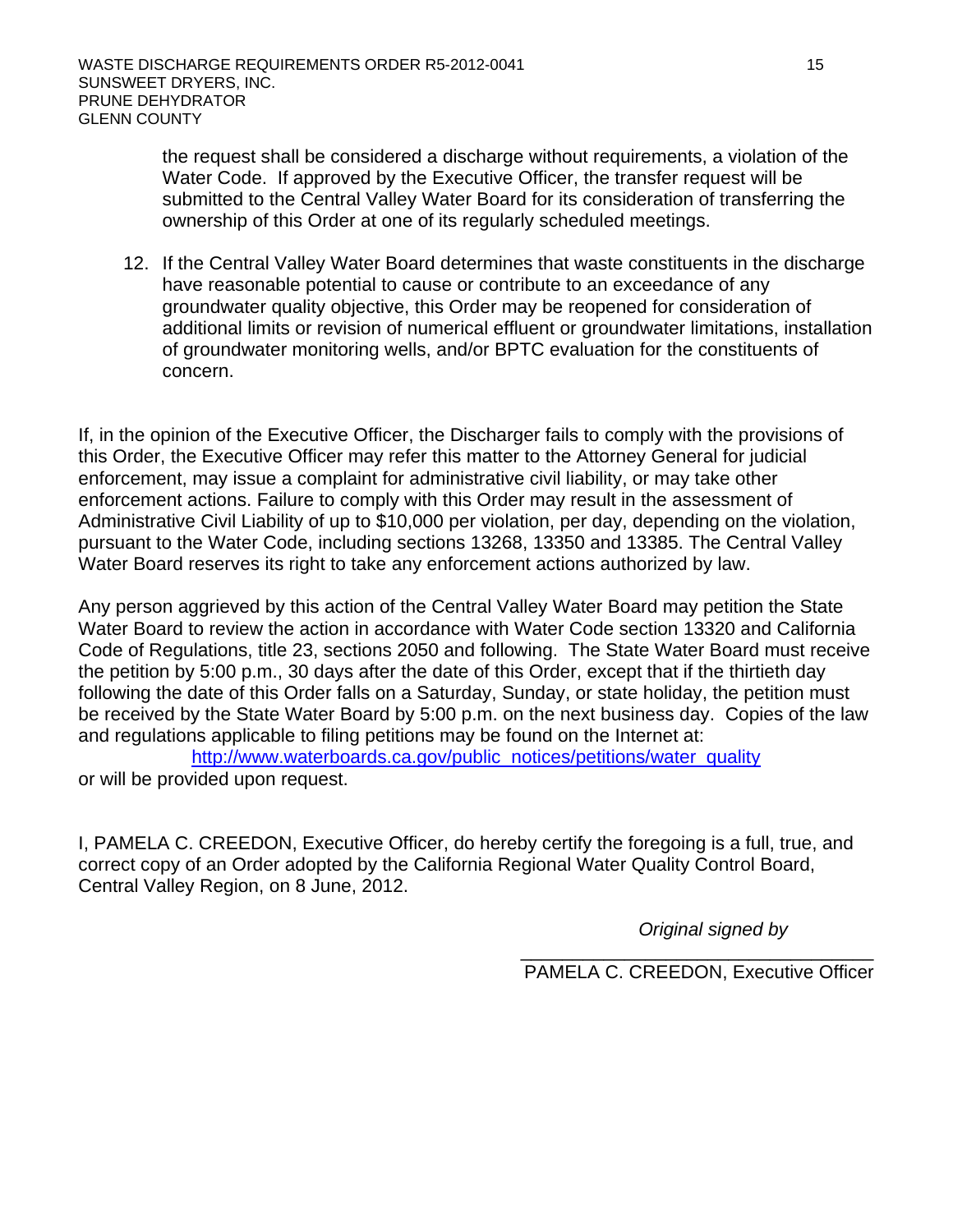the request shall be considered a discharge without requirements, a violation of the Water Code. If approved by the Executive Officer, the transfer request will be submitted to the Central Valley Water Board for its consideration of transferring the ownership of this Order at one of its regularly scheduled meetings.

12. If the Central Valley Water Board determines that waste constituents in the discharge have reasonable potential to cause or contribute to an exceedance of any groundwater quality objective, this Order may be reopened for consideration of additional limits or revision of numerical effluent or groundwater limitations, installation of groundwater monitoring wells, and/or BPTC evaluation for the constituents of concern.

If, in the opinion of the Executive Officer, the Discharger fails to comply with the provisions of this Order, the Executive Officer may refer this matter to the Attorney General for judicial enforcement, may issue a complaint for administrative civil liability, or may take other enforcement actions. Failure to comply with this Order may result in the assessment of Administrative Civil Liability of up to $10,000 per violation, per day, depending on the violation, pursuant to the Water Code, including sections 13268, 13350 and 13385. The Central Valley Water Board reserves its right to take any enforcement actions authorized by law.

Any person aggrieved by this action of the Central Valley Water Board may petition the State Water Board to review the action in accordance with Water Code section 13320 and California Code of Regulations, title 23, sections 2050 and following. The State Water Board must receive the petition by 5:00 p.m., 30 days after the date of this Order, except that if the thirtieth day following the date of this Order falls on a Saturday, Sunday, or state holiday, the petition must be received by the State Water Board by 5:00 p.m. on the next business day. Copies of the law and regulations applicable to filing petitions may be found on the Internet at:

http://www.waterboards.ca.gov/public_notices/petitions/water_quality

or will be provided upon request.

I, PAMELA C. CREEDON, Executive Officer, do hereby certify the foregoing is a full, true, and correct copy of an Order adopted by the California Regional Water Quality Control Board, Central Valley Region, on 8 June, 2012.

*Original signed by*

______________________________
PAMELA C. CREEDON, Executive Officer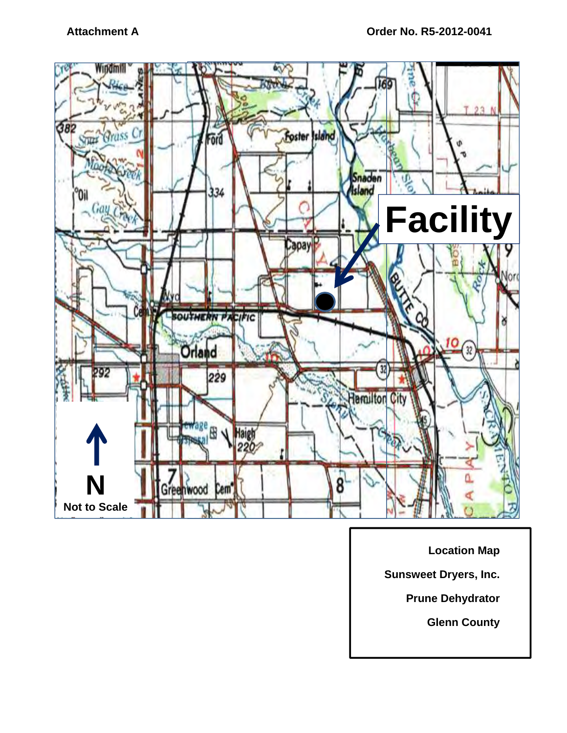Attachment A

Order No. R5-2012-0041

Facility

N

Not to Scale

**Location Map**

**Sunsweet Dryers, Inc.**

**Prune Dehydrator**

**Glenn County**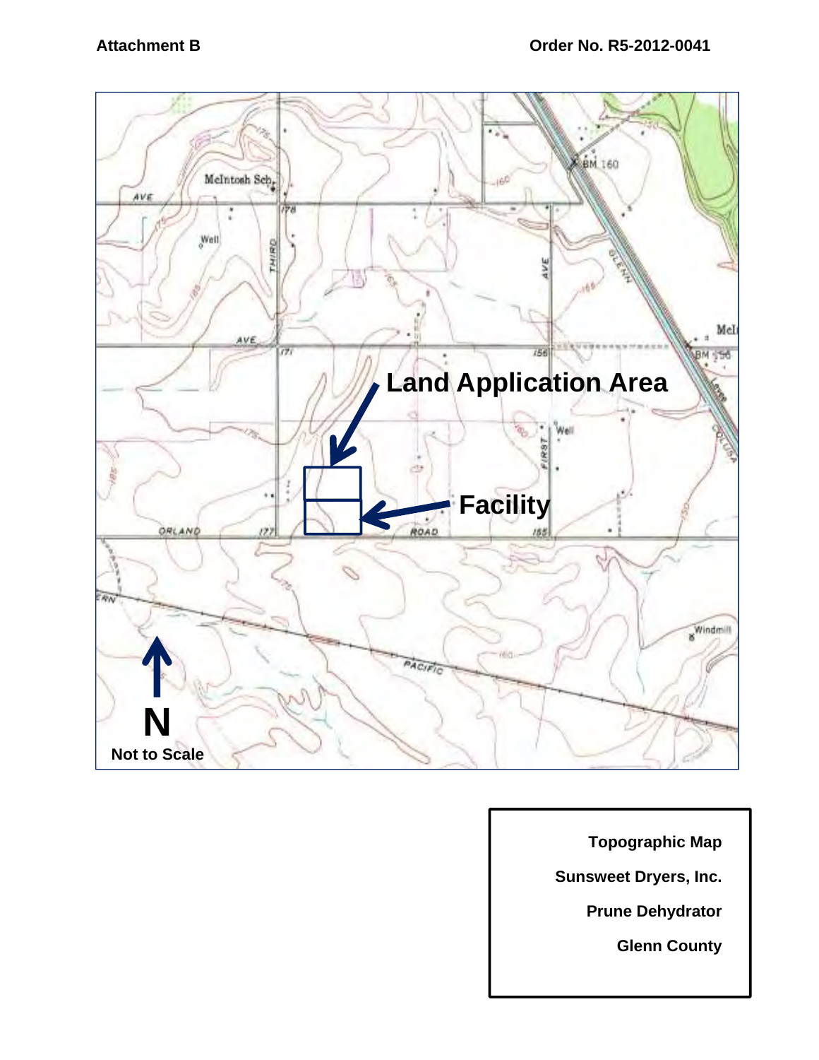**Attachment B** **Order No. R5-2012-0041**

Land Application Area

Facility

N

Not to Scale

Topographic Map

Sunsweet Dryers, Inc.

Prune Dehydrator

Glenn County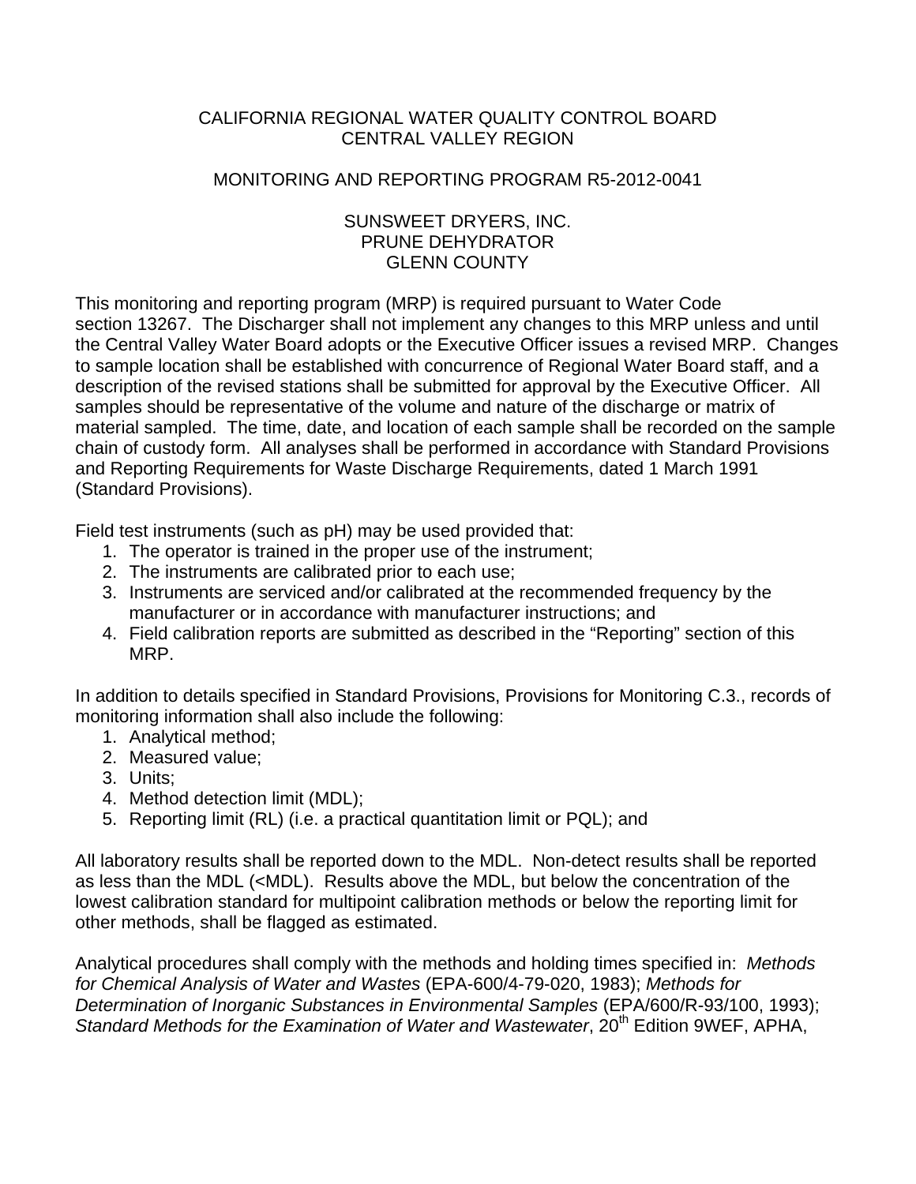CALIFORNIA REGIONAL WATER QUALITY CONTROL BOARD
CENTRAL VALLEY REGION

MONITORING AND REPORTING PROGRAM R5-2012-0041

SUNSWEET DRYERS, INC.
PRUNE DEHYDRATOR
GLENN COUNTY

This monitoring and reporting program (MRP) is required pursuant to Water Code section 13267. The Discharger shall not implement any changes to this MRP unless and until the Central Valley Water Board adopts or the Executive Officer issues a revised MRP. Changes to sample location shall be established with concurrence of Regional Water Board staff, and a description of the revised stations shall be submitted for approval by the Executive Officer. All samples should be representative of the volume and nature of the discharge or matrix of material sampled. The time, date, and location of each sample shall be recorded on the sample chain of custody form. All analyses shall be performed in accordance with Standard Provisions and Reporting Requirements for Waste Discharge Requirements, dated 1 March 1991 (Standard Provisions).

Field test instruments (such as pH) may be used provided that:

1. The operator is trained in the proper use of the instrument;
2. The instruments are calibrated prior to each use;
3. Instruments are serviced and/or calibrated at the recommended frequency by the manufacturer or in accordance with manufacturer instructions; and
4. Field calibration reports are submitted as described in the "Reporting" section of this MRP.

In addition to details specified in Standard Provisions, Provisions for Monitoring C.3., records of monitoring information shall also include the following:

1. Analytical method;
2. Measured value;
3. Units;
4. Method detection limit (MDL);
5. Reporting limit (RL) (i.e. a practical quantitation limit or PQL); and

All laboratory results shall be reported down to the MDL. Non-detect results shall be reported as less than the MDL (<MDL). Results above the MDL, but below the concentration of the lowest calibration standard for multipoint calibration methods or below the reporting limit for other methods, shall be flagged as estimated.

Analytical procedures shall comply with the methods and holding times specified in: *Methods for Chemical Analysis of Water and Wastes* (EPA-600/4-79-020, 1983); *Methods for Determination of Inorganic Substances in Environmental Samples* (EPA/600/R-93/100, 1993); *Standard Methods for the Examination of Water and Wastewater*, 20th Edition 9WEF, APHA,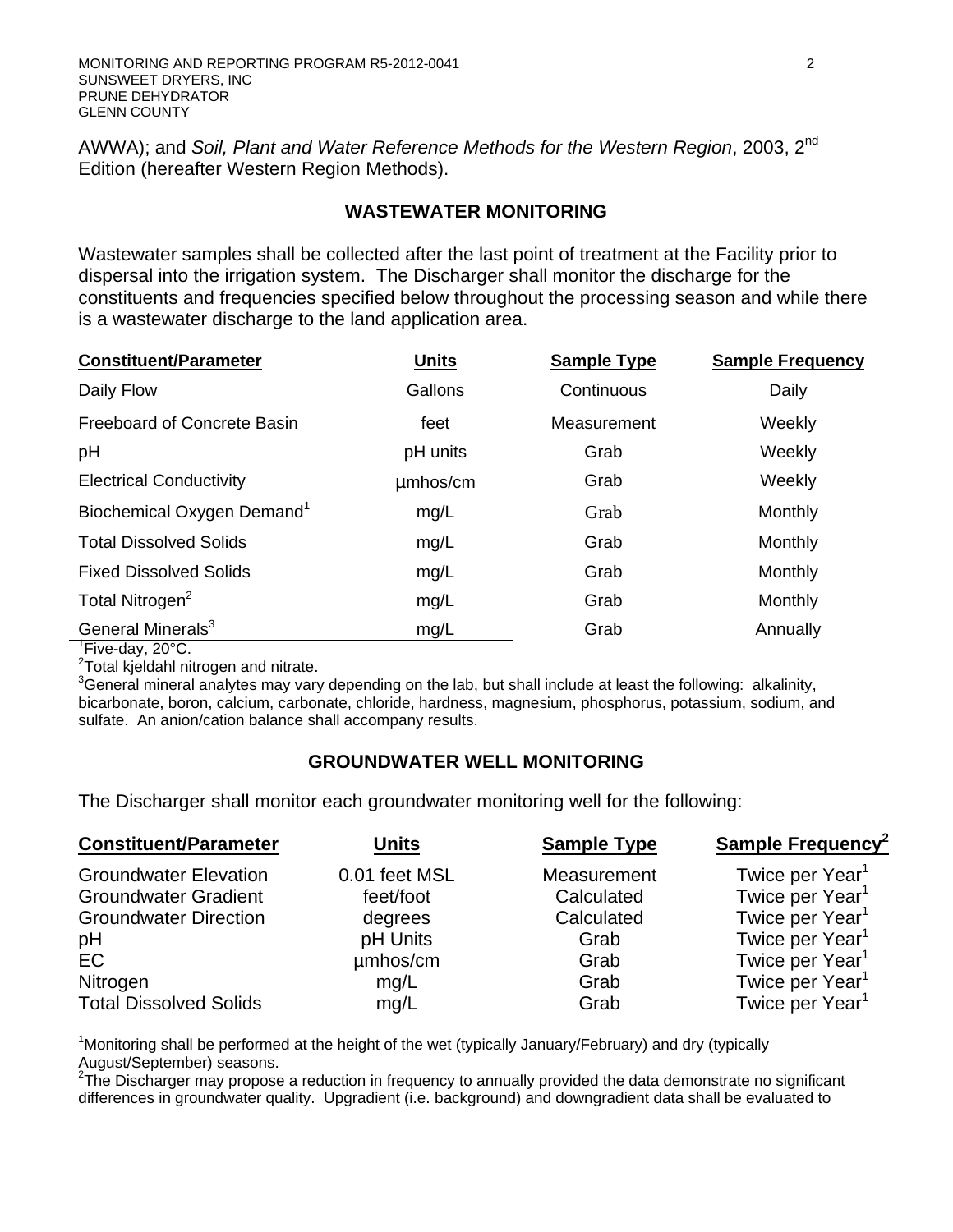AWWA); and *Soil, Plant and Water Reference Methods for the Western Region*, 2003, 2nd Edition (hereafter Western Region Methods).

## WASTEWATER MONITORING

Wastewater samples shall be collected after the last point of treatment at the Facility prior to dispersal into the irrigation system. The Discharger shall monitor the discharge for the constituents and frequencies specified below throughout the processing season and while there is a wastewater discharge to the land application area.

| Constituent/Parameter | Units | Sample Type | Sample Frequency |
|---|---|---|---|
| Daily Flow | Gallons | Continuous | Daily |
| Freeboard of Concrete Basin | feet | Measurement | Weekly |
| pH | pH units | Grab | Weekly |
| Electrical Conductivity | µmhos/cm | Grab | Weekly |
| Biochemical Oxygen Demand[1] | mg/L | Grab | Monthly |
| Total Dissolved Solids | mg/L | Grab | Monthly |
| Fixed Dissolved Solids | mg/L | Grab | Monthly |
| Total Nitrogen[2] | mg/L | Grab | Monthly |
| General Minerals[3] | mg/L | Grab | Annually |

[1]Five-day, 20°C.
[2]Total kjeldahl nitrogen and nitrate.
[3]General mineral analytes may vary depending on the lab, but shall include at least the following: alkalinity, bicarbonate, boron, calcium, carbonate, chloride, hardness, magnesium, phosphorus, potassium, sodium, and sulfate. An anion/cation balance shall accompany results.

## GROUNDWATER WELL MONITORING

The Discharger shall monitor each groundwater monitoring well for the following:

| Constituent/Parameter | Units | Sample Type | Sample Frequency[2] |
|---|---|---|---|
| Groundwater Elevation | 0.01 feet MSL | Measurement | Twice per Year[1] |
| Groundwater Gradient | feet/foot | Calculated | Twice per Year[1] |
| Groundwater Direction | degrees | Calculated | Twice per Year[1] |
| pH | pH Units | Grab | Twice per Year[1] |
| EC | µmhos/cm | Grab | Twice per Year[1] |
| Nitrogen | mg/L | Grab | Twice per Year[1] |
| Total Dissolved Solids | mg/L | Grab | Twice per Year[1] |

[1]Monitoring shall be performed at the height of the wet (typically January/February) and dry (typically August/September) seasons.
[2]The Discharger may propose a reduction in frequency to annually provided the data demonstrate no significant differences in groundwater quality. Upgradient (i.e. background) and downgradient data shall be evaluated to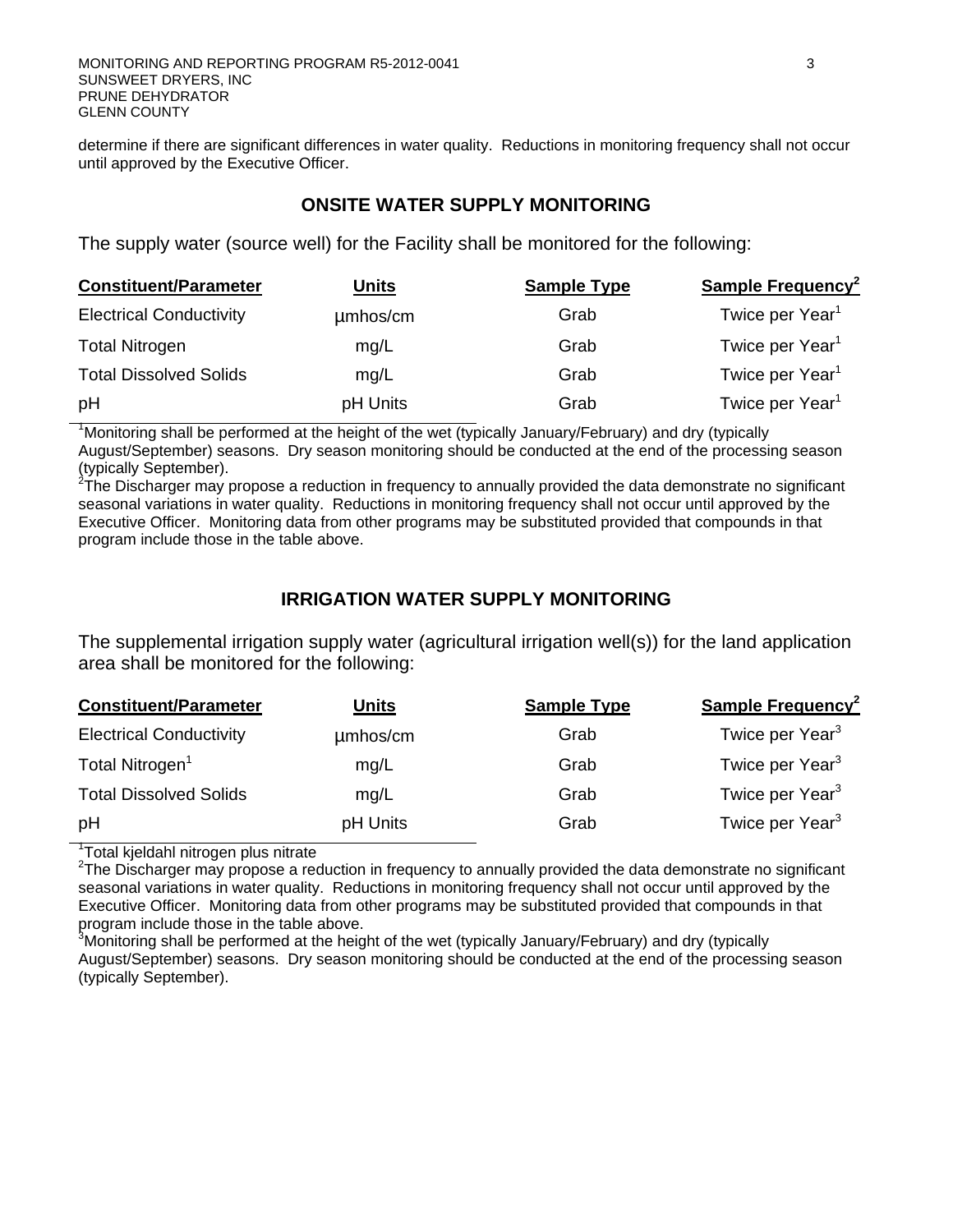determine if there are significant differences in water quality. Reductions in monitoring frequency shall not occur until approved by the Executive Officer.

## ONSITE WATER SUPPLY MONITORING

The supply water (source well) for the Facility shall be monitored for the following:

| Constituent/Parameter | Units | Sample Type | Sample Frequency[2] |
|---|---|---|---|
| Electrical Conductivity | μmhos/cm | Grab | Twice per Year[1] |
| Total Nitrogen | mg/L | Grab | Twice per Year[1] |
| Total Dissolved Solids | mg/L | Grab | Twice per Year[1] |
| pH | pH Units | Grab | Twice per Year[1] |

[1]Monitoring shall be performed at the height of the wet (typically January/February) and dry (typically August/September) seasons. Dry season monitoring should be conducted at the end of the processing season (typically September).
[2]The Discharger may propose a reduction in frequency to annually provided the data demonstrate no significant seasonal variations in water quality. Reductions in monitoring frequency shall not occur until approved by the Executive Officer. Monitoring data from other programs may be substituted provided that compounds in that program include those in the table above.

## IRRIGATION WATER SUPPLY MONITORING

The supplemental irrigation supply water (agricultural irrigation well(s)) for the land application area shall be monitored for the following:

| Constituent/Parameter | Units | Sample Type | Sample Frequency[2] |
|---|---|---|---|
| Electrical Conductivity | μmhos/cm | Grab | Twice per Year[3] |
| Total Nitrogen[1] | mg/L | Grab | Twice per Year[3] |
| Total Dissolved Solids | mg/L | Grab | Twice per Year[3] |
| pH | pH Units | Grab | Twice per Year[3] |

[1]Total kjeldahl nitrogen plus nitrate
[2]The Discharger may propose a reduction in frequency to annually provided the data demonstrate no significant seasonal variations in water quality. Reductions in monitoring frequency shall not occur until approved by the Executive Officer. Monitoring data from other programs may be substituted provided that compounds in that program include those in the table above.
[3]Monitoring shall be performed at the height of the wet (typically January/February) and dry (typically August/September) seasons. Dry season monitoring should be conducted at the end of the processing season (typically September).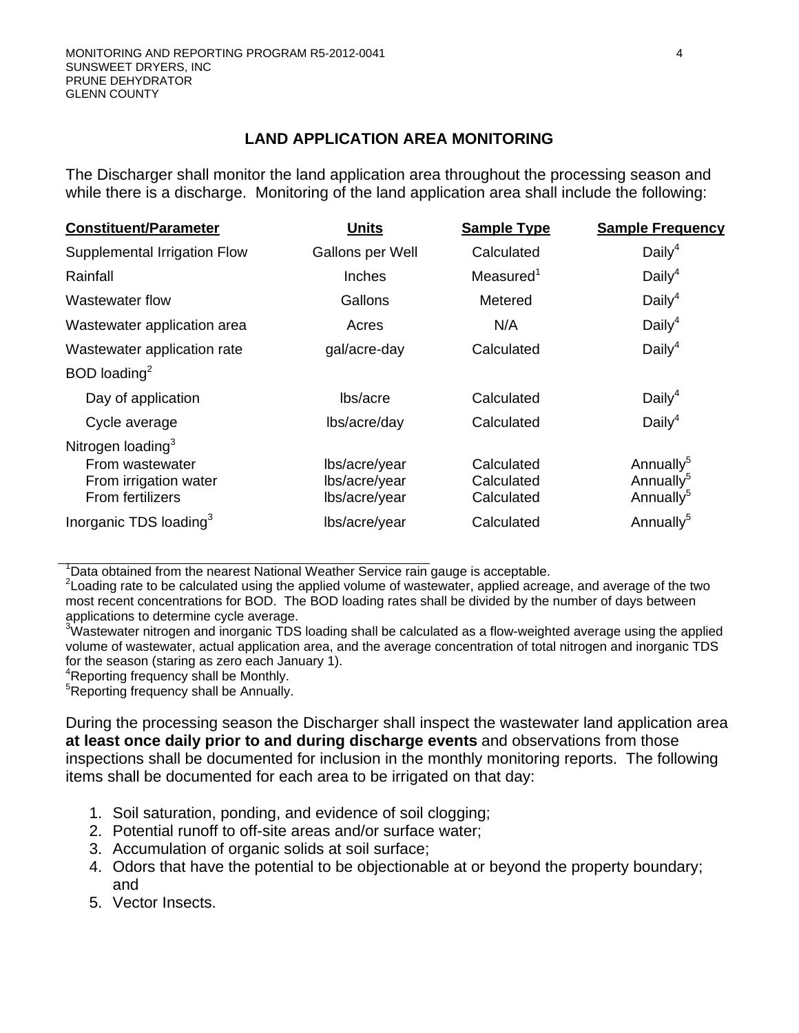## LAND APPLICATION AREA MONITORING

The Discharger shall monitor the land application area throughout the processing season and while there is a discharge. Monitoring of the land application area shall include the following:

| Constituent/Parameter | Units | Sample Type | Sample Frequency |
|---|---|---|---|
| Supplemental Irrigation Flow | Gallons per Well | Calculated | Daily[4] |
| Rainfall | Inches | Measured[1] | Daily[4] |
| Wastewater flow | Gallons | Metered | Daily[4] |
| Wastewater application area | Acres | N/A | Daily[4] |
| Wastewater application rate | gal/acre-day | Calculated | Daily[4] |
| BOD loading[2] | | | |
| Day of application | lbs/acre | Calculated | Daily[4] |
| Cycle average | lbs/acre/day | Calculated | Daily[4] |
| Nitrogen loading[3] | | | |
| From wastewater | lbs/acre/year | Calculated | Annually[5] |
| From irrigation water | lbs/acre/year | Calculated | Annually[5] |
| From fertilizers | lbs/acre/year | Calculated | Annually[5] |
| Inorganic TDS loading[3] | lbs/acre/year | Calculated | Annually[5] |

[1]Data obtained from the nearest National Weather Service rain gauge is acceptable.
[2]Loading rate to be calculated using the applied volume of wastewater, applied acreage, and average of the two most recent concentrations for BOD. The BOD loading rates shall be divided by the number of days between applications to determine cycle average.
[3]Wastewater nitrogen and inorganic TDS loading shall be calculated as a flow-weighted average using the applied volume of wastewater, actual application area, and the average concentration of total nitrogen and inorganic TDS for the season (staring as zero each January 1).
[4]Reporting frequency shall be Monthly.
[5]Reporting frequency shall be Annually.

During the processing season the Discharger shall inspect the wastewater land application area **at least once daily prior to and during discharge events** and observations from those inspections shall be documented for inclusion in the monthly monitoring reports. The following items shall be documented for each area to be irrigated on that day:

1. Soil saturation, ponding, and evidence of soil clogging;
2. Potential runoff to off-site areas and/or surface water;
3. Accumulation of organic solids at soil surface;
4. Odors that have the potential to be objectionable at or beyond the property boundary; and
5. Vector Insects.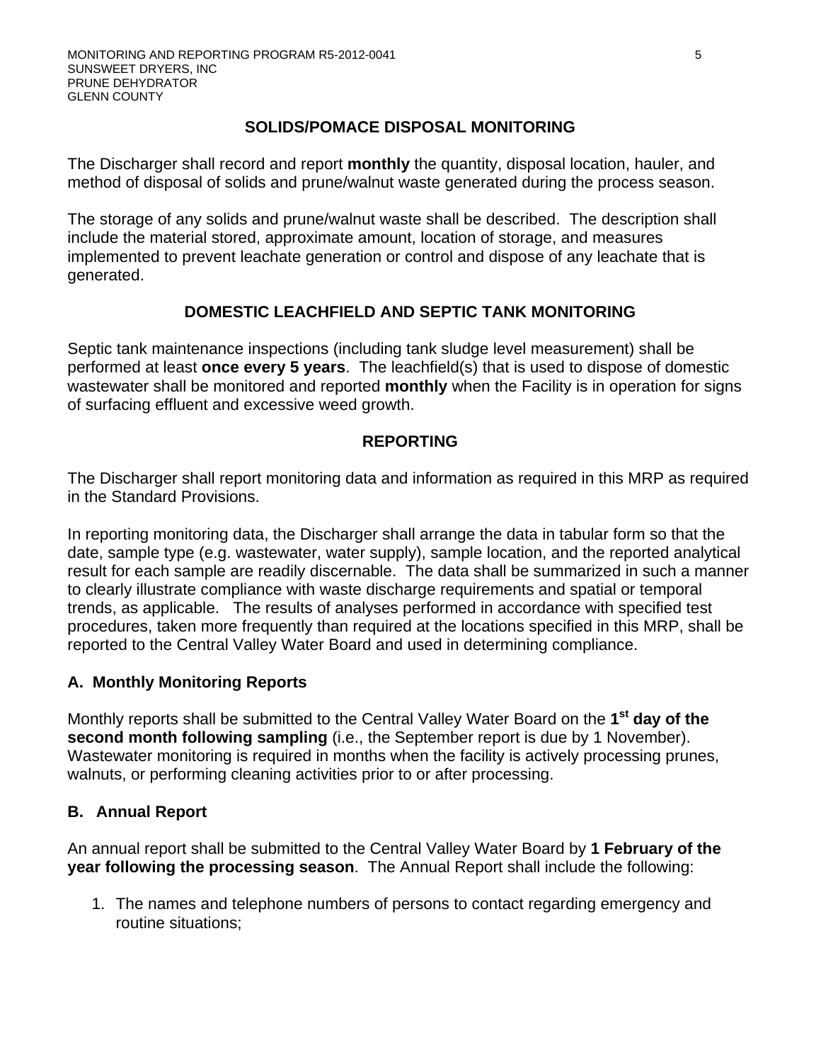## SOLIDS/POMACE DISPOSAL MONITORING

The Discharger shall record and report **monthly** the quantity, disposal location, hauler, and method of disposal of solids and prune/walnut waste generated during the process season.

The storage of any solids and prune/walnut waste shall be described. The description shall include the material stored, approximate amount, location of storage, and measures implemented to prevent leachate generation or control and dispose of any leachate that is generated.

## DOMESTIC LEACHFIELD AND SEPTIC TANK MONITORING

Septic tank maintenance inspections (including tank sludge level measurement) shall be performed at least **once every 5 years**. The leachfield(s) that is used to dispose of domestic wastewater shall be monitored and reported **monthly** when the Facility is in operation for signs of surfacing effluent and excessive weed growth.

## REPORTING

The Discharger shall report monitoring data and information as required in this MRP as required in the Standard Provisions.

In reporting monitoring data, the Discharger shall arrange the data in tabular form so that the date, sample type (e.g. wastewater, water supply), sample location, and the reported analytical result for each sample are readily discernable. The data shall be summarized in such a manner to clearly illustrate compliance with waste discharge requirements and spatial or temporal trends, as applicable. The results of analyses performed in accordance with specified test procedures, taken more frequently than required at the locations specified in this MRP, shall be reported to the Central Valley Water Board and used in determining compliance.

### A. Monthly Monitoring Reports

Monthly reports shall be submitted to the Central Valley Water Board on the **1st day of the second month following sampling** (i.e., the September report is due by 1 November). Wastewater monitoring is required in months when the facility is actively processing prunes, walnuts, or performing cleaning activities prior to or after processing.

### B. Annual Report

An annual report shall be submitted to the Central Valley Water Board by **1 February of the year following the processing season**. The Annual Report shall include the following:

1. The names and telephone numbers of persons to contact regarding emergency and routine situations;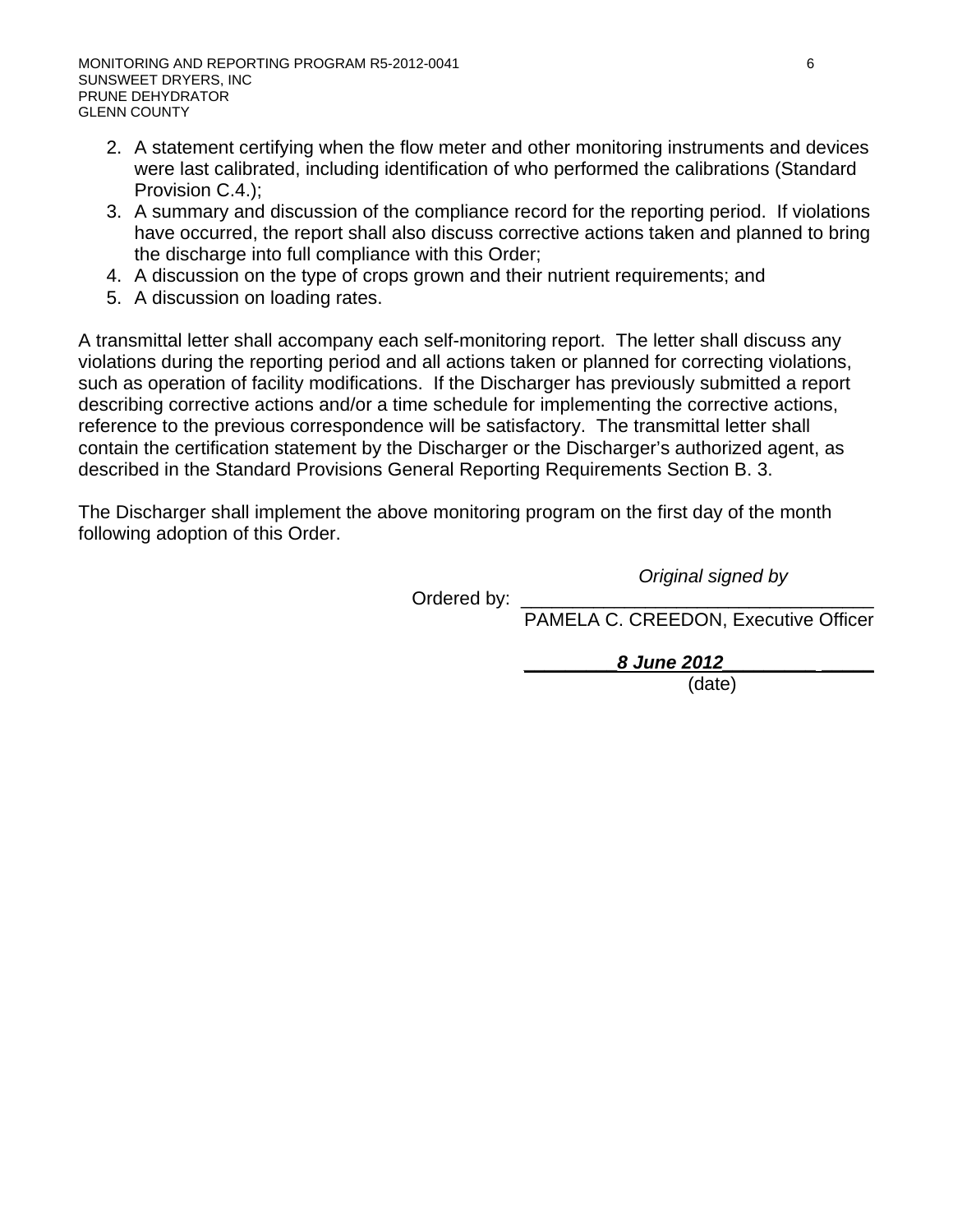2. A statement certifying when the flow meter and other monitoring instruments and devices were last calibrated, including identification of who performed the calibrations (Standard Provision C.4.);
3. A summary and discussion of the compliance record for the reporting period. If violations have occurred, the report shall also discuss corrective actions taken and planned to bring the discharge into full compliance with this Order;
4. A discussion on the type of crops grown and their nutrient requirements; and
5. A discussion on loading rates.

A transmittal letter shall accompany each self-monitoring report. The letter shall discuss any violations during the reporting period and all actions taken or planned for correcting violations, such as operation of facility modifications. If the Discharger has previously submitted a report describing corrective actions and/or a time schedule for implementing the corrective actions, reference to the previous correspondence will be satisfactory. The transmittal letter shall contain the certification statement by the Discharger or the Discharger's authorized agent, as described in the Standard Provisions General Reporting Requirements Section B. 3.

The Discharger shall implement the above monitoring program on the first day of the month following adoption of this Order.

*Original signed by*

Ordered by: ________________________________
PAMELA C. CREEDON, Executive Officer

***8 June 2012***
(date)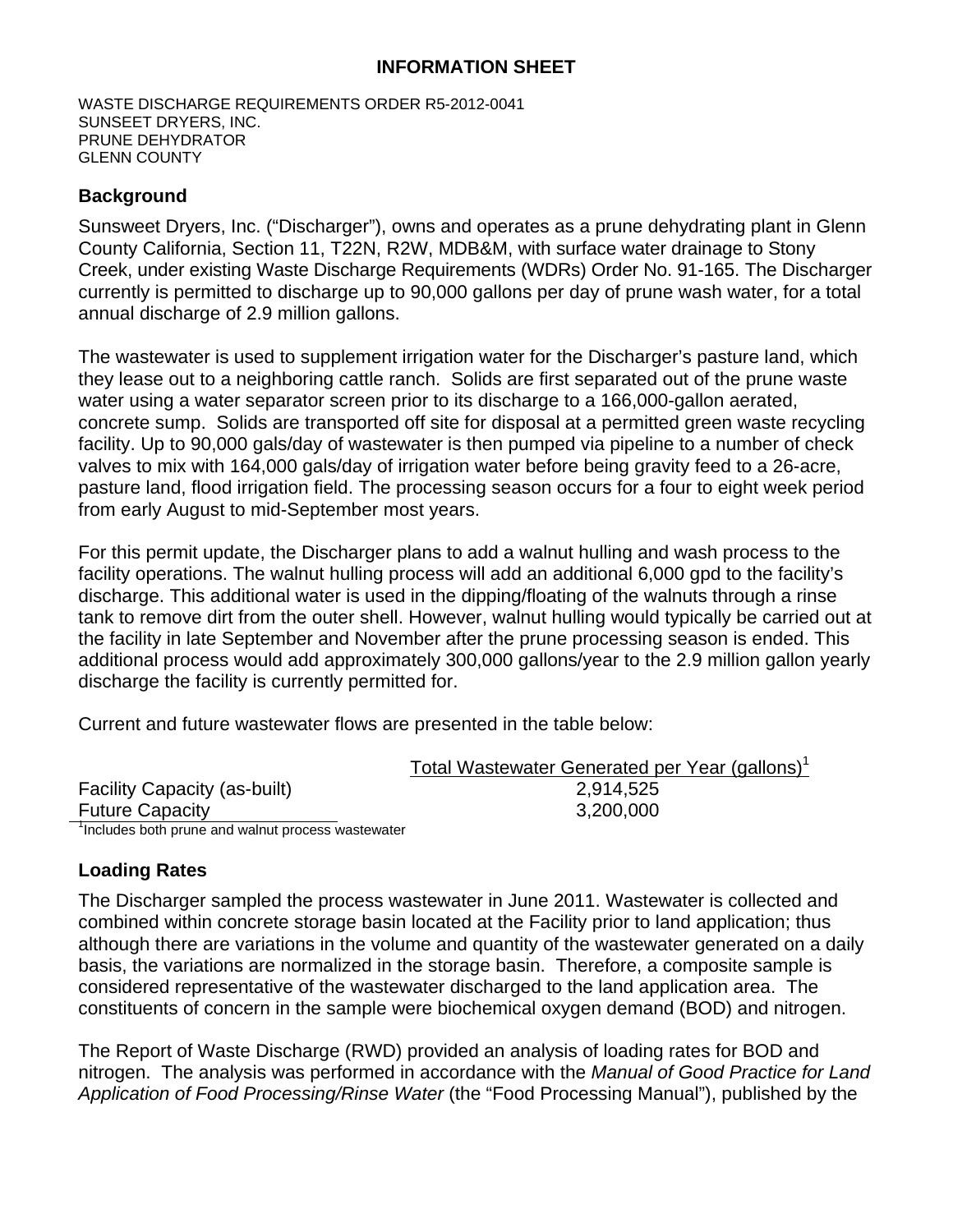## INFORMATION SHEET

WASTE DISCHARGE REQUIREMENTS ORDER R5-2012-0041
SUNSEET DRYERS, INC.
PRUNE DEHYDRATOR
GLENN COUNTY

### Background

Sunsweet Dryers, Inc. ("Discharger"), owns and operates as a prune dehydrating plant in Glenn County California, Section 11, T22N, R2W, MDB&M, with surface water drainage to Stony Creek, under existing Waste Discharge Requirements (WDRs) Order No. 91-165. The Discharger currently is permitted to discharge up to 90,000 gallons per day of prune wash water, for a total annual discharge of 2.9 million gallons.

The wastewater is used to supplement irrigation water for the Discharger's pasture land, which they lease out to a neighboring cattle ranch. Solids are first separated out of the prune waste water using a water separator screen prior to its discharge to a 166,000-gallon aerated, concrete sump. Solids are transported off site for disposal at a permitted green waste recycling facility. Up to 90,000 gals/day of wastewater is then pumped via pipeline to a number of check valves to mix with 164,000 gals/day of irrigation water before being gravity feed to a 26-acre, pasture land, flood irrigation field. The processing season occurs for a four to eight week period from early August to mid-September most years.

For this permit update, the Discharger plans to add a walnut hulling and wash process to the facility operations. The walnut hulling process will add an additional 6,000 gpd to the facility's discharge. This additional water is used in the dipping/floating of the walnuts through a rinse tank to remove dirt from the outer shell. However, walnut hulling would typically be carried out at the facility in late September and November after the prune processing season is ended. This additional process would add approximately 300,000 gallons/year to the 2.9 million gallon yearly discharge the facility is currently permitted for.

Current and future wastewater flows are presented in the table below:

| | Total Wastewater Generated per Year (gallons)[1] |
|---|---|
| Facility Capacity (as-built) | 2,914,525 |
| Future Capacity | 3,200,000 |

[1]Includes both prune and walnut process wastewater

### Loading Rates

The Discharger sampled the process wastewater in June 2011. Wastewater is collected and combined within concrete storage basin located at the Facility prior to land application; thus although there are variations in the volume and quantity of the wastewater generated on a daily basis, the variations are normalized in the storage basin. Therefore, a composite sample is considered representative of the wastewater discharged to the land application area. The constituents of concern in the sample were biochemical oxygen demand (BOD) and nitrogen.

The Report of Waste Discharge (RWD) provided an analysis of loading rates for BOD and nitrogen. The analysis was performed in accordance with the *Manual of Good Practice for Land Application of Food Processing/Rinse Water* (the "Food Processing Manual"), published by the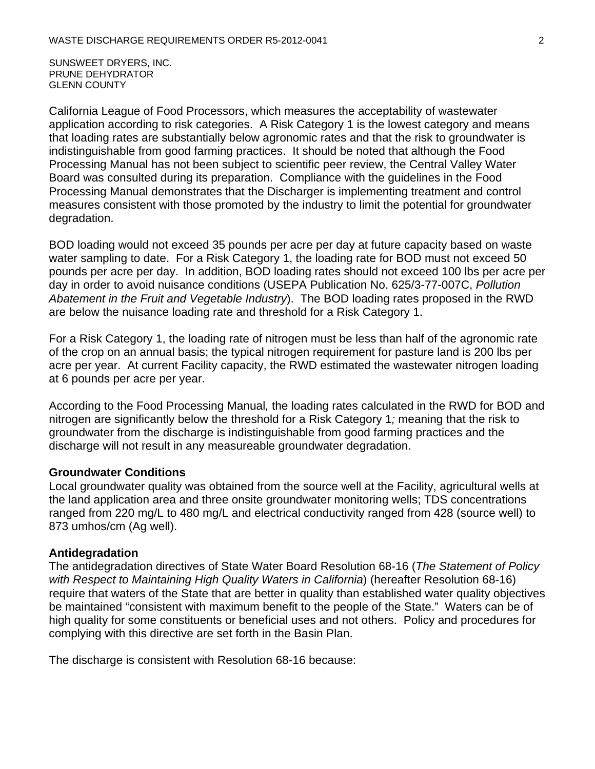SUNSWEET DRYERS, INC.
PRUNE DEHYDRATOR
GLENN COUNTY

California League of Food Processors, which measures the acceptability of wastewater application according to risk categories. A Risk Category 1 is the lowest category and means that loading rates are substantially below agronomic rates and that the risk to groundwater is indistinguishable from good farming practices. It should be noted that although the Food Processing Manual has not been subject to scientific peer review, the Central Valley Water Board was consulted during its preparation. Compliance with the guidelines in the Food Processing Manual demonstrates that the Discharger is implementing treatment and control measures consistent with those promoted by the industry to limit the potential for groundwater degradation.

BOD loading would not exceed 35 pounds per acre per day at future capacity based on waste water sampling to date. For a Risk Category 1, the loading rate for BOD must not exceed 50 pounds per acre per day. In addition, BOD loading rates should not exceed 100 lbs per acre per day in order to avoid nuisance conditions (USEPA Publication No. 625/3-77-007C, *Pollution Abatement in the Fruit and Vegetable Industry*). The BOD loading rates proposed in the RWD are below the nuisance loading rate and threshold for a Risk Category 1.

For a Risk Category 1, the loading rate of nitrogen must be less than half of the agronomic rate of the crop on an annual basis; the typical nitrogen requirement for pasture land is 200 lbs per acre per year. At current Facility capacity, the RWD estimated the wastewater nitrogen loading at 6 pounds per acre per year.

According to the Food Processing Manual*,* the loading rates calculated in the RWD for BOD and nitrogen are significantly below the threshold for a Risk Category 1*;* meaning that the risk to groundwater from the discharge is indistinguishable from good farming practices and the discharge will not result in any measureable groundwater degradation.

**Groundwater Conditions**

Local groundwater quality was obtained from the source well at the Facility, agricultural wells at the land application area and three onsite groundwater monitoring wells; TDS concentrations ranged from 220 mg/L to 480 mg/L and electrical conductivity ranged from 428 (source well) to 873 umhos/cm (Ag well).

**Antidegradation**

The antidegradation directives of State Water Board Resolution 68-16 (*The Statement of Policy with Respect to Maintaining High Quality Waters in California*) (hereafter Resolution 68-16) require that waters of the State that are better in quality than established water quality objectives be maintained "consistent with maximum benefit to the people of the State." Waters can be of high quality for some constituents or beneficial uses and not others. Policy and procedures for complying with this directive are set forth in the Basin Plan.

The discharge is consistent with Resolution 68-16 because: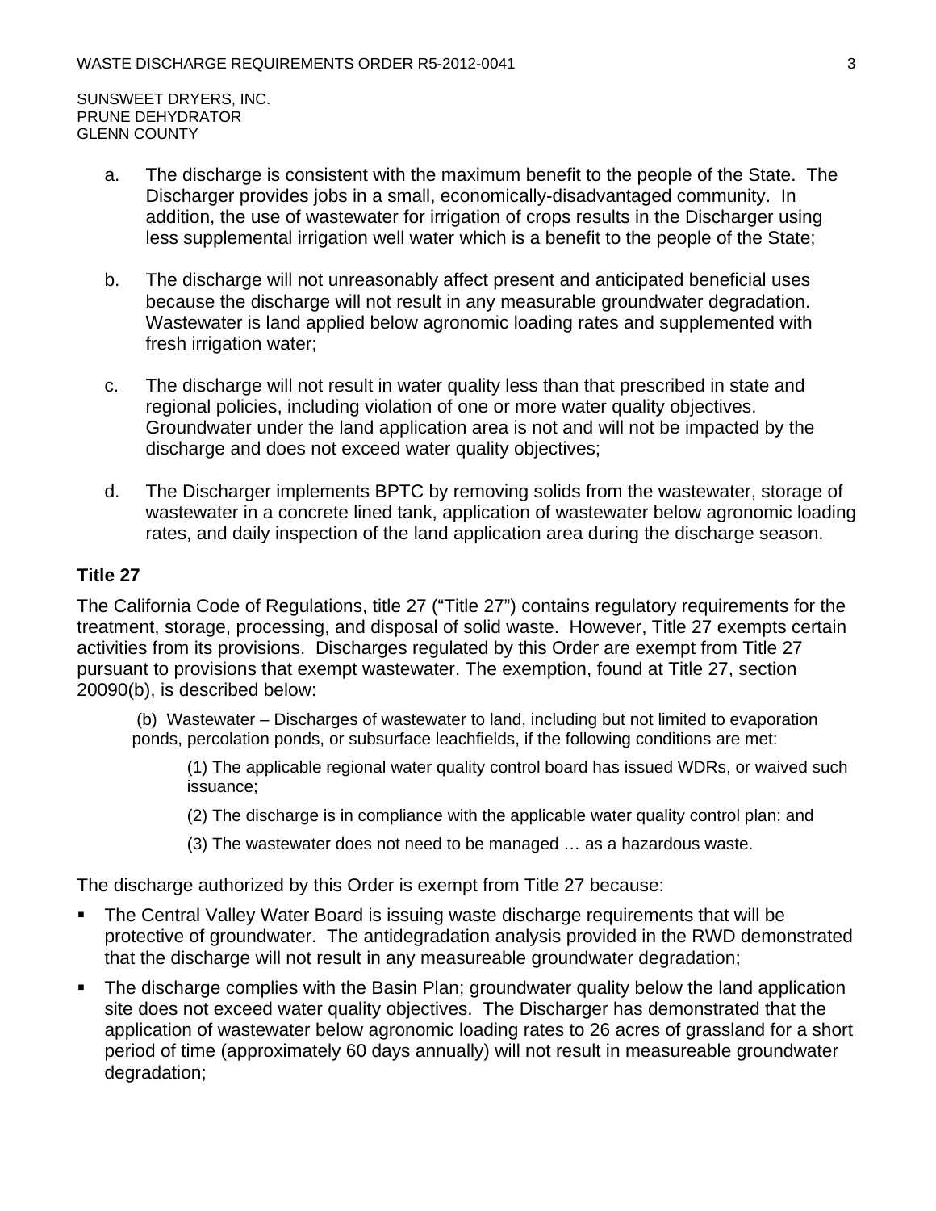a. The discharge is consistent with the maximum benefit to the people of the State. The Discharger provides jobs in a small, economically-disadvantaged community. In addition, the use of wastewater for irrigation of crops results in the Discharger using less supplemental irrigation well water which is a benefit to the people of the State;

b. The discharge will not unreasonably affect present and anticipated beneficial uses because the discharge will not result in any measurable groundwater degradation. Wastewater is land applied below agronomic loading rates and supplemented with fresh irrigation water;

c. The discharge will not result in water quality less than that prescribed in state and regional policies, including violation of one or more water quality objectives. Groundwater under the land application area is not and will not be impacted by the discharge and does not exceed water quality objectives;

d. The Discharger implements BPTC by removing solids from the wastewater, storage of wastewater in a concrete lined tank, application of wastewater below agronomic loading rates, and daily inspection of the land application area during the discharge season.

**Title 27**

The California Code of Regulations, title 27 ("Title 27") contains regulatory requirements for the treatment, storage, processing, and disposal of solid waste. However, Title 27 exempts certain activities from its provisions. Discharges regulated by this Order are exempt from Title 27 pursuant to provisions that exempt wastewater. The exemption, found at Title 27, section 20090(b), is described below:

> (b) Wastewater – Discharges of wastewater to land, including but not limited to evaporation ponds, percolation ponds, or subsurface leachfields, if the following conditions are met:
>
> (1) The applicable regional water quality control board has issued WDRs, or waived such issuance;
>
> (2) The discharge is in compliance with the applicable water quality control plan; and
>
> (3) The wastewater does not need to be managed … as a hazardous waste.

The discharge authorized by this Order is exempt from Title 27 because:

- The Central Valley Water Board is issuing waste discharge requirements that will be protective of groundwater. The antidegradation analysis provided in the RWD demonstrated that the discharge will not result in any measureable groundwater degradation;
- The discharge complies with the Basin Plan; groundwater quality below the land application site does not exceed water quality objectives. The Discharger has demonstrated that the application of wastewater below agronomic loading rates to 26 acres of grassland for a short period of time (approximately 60 days annually) will not result in measureable groundwater degradation;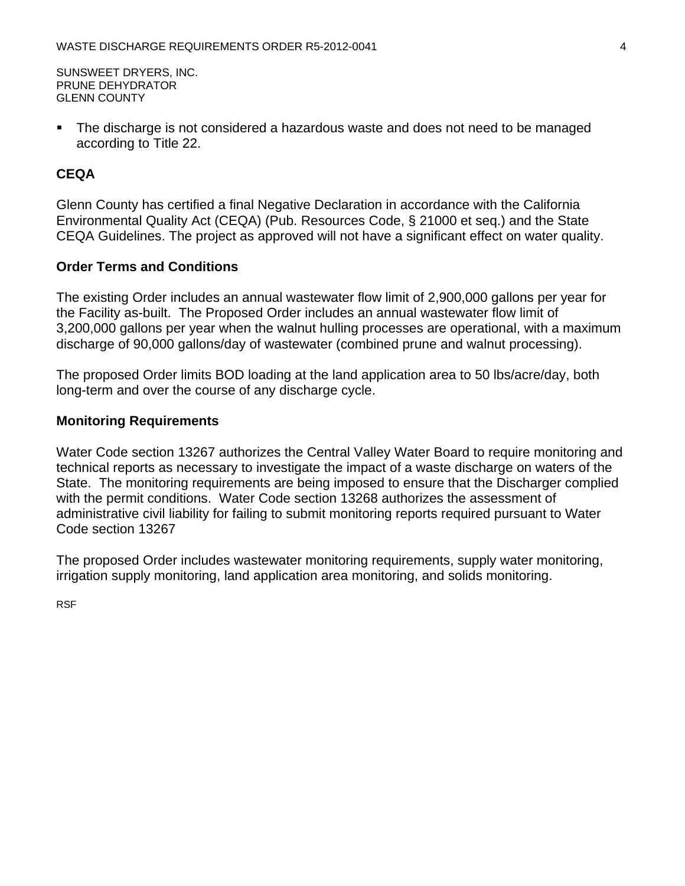- The discharge is not considered a hazardous waste and does not need to be managed according to Title 22.

**CEQA**

Glenn County has certified a final Negative Declaration in accordance with the California Environmental Quality Act (CEQA) (Pub. Resources Code, § 21000 et seq.) and the State CEQA Guidelines. The project as approved will not have a significant effect on water quality.

**Order Terms and Conditions**

The existing Order includes an annual wastewater flow limit of 2,900,000 gallons per year for the Facility as-built. The Proposed Order includes an annual wastewater flow limit of 3,200,000 gallons per year when the walnut hulling processes are operational, with a maximum discharge of 90,000 gallons/day of wastewater (combined prune and walnut processing).

The proposed Order limits BOD loading at the land application area to 50 lbs/acre/day, both long-term and over the course of any discharge cycle.

**Monitoring Requirements**

Water Code section 13267 authorizes the Central Valley Water Board to require monitoring and technical reports as necessary to investigate the impact of a waste discharge on waters of the State. The monitoring requirements are being imposed to ensure that the Discharger complied with the permit conditions. Water Code section 13268 authorizes the assessment of administrative civil liability for failing to submit monitoring reports required pursuant to Water Code section 13267

The proposed Order includes wastewater monitoring requirements, supply water monitoring, irrigation supply monitoring, land application area monitoring, and solids monitoring.

RSF